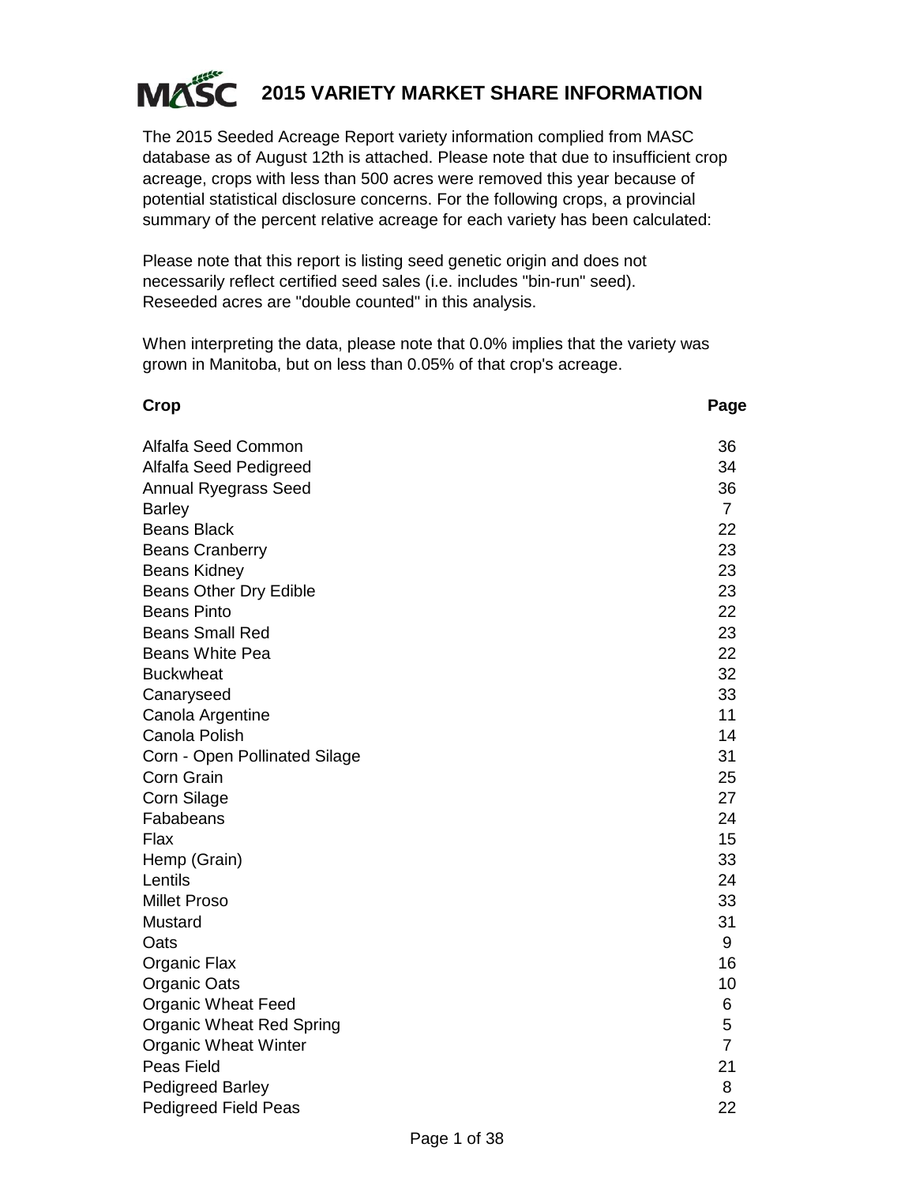# MASC 2015 VARIETY MARKET SHARE INFORMATION

The 2015 Seeded Acreage Report variety information complied from MASC database as of August 12th is attached. Please note that due to insufficient crop acreage, crops with less than 500 acres were removed this year because of potential statistical disclosure concerns. For the following crops, a provincial summary of the percent relative acreage for each variety has been calculated:

Please note that this report is listing seed genetic origin and does not necessarily reflect certified seed sales (i.e. includes "bin-run" seed). Reseeded acres are "double counted" in this analysis.

When interpreting the data, please note that 0.0% implies that the variety was grown in Manitoba, but on less than 0.05% of that crop's acreage.

| Crop | Page |
|---|---|
| Alfalfa Seed Common | 36 |
| Alfalfa Seed Pedigreed | 34 |
| Annual Ryegrass Seed | 36 |
| Barley | 7 |
| Beans Black | 22 |
| Beans Cranberry | 23 |
| Beans Kidney | 23 |
| Beans Other Dry Edible | 23 |
| Beans Pinto | 22 |
| Beans Small Red | 23 |
| Beans White Pea | 22 |
| Buckwheat | 32 |
| Canaryseed | 33 |
| Canola Argentine | 11 |
| Canola Polish | 14 |
| Corn - Open Pollinated Silage | 31 |
| Corn Grain | 25 |
| Corn Silage | 27 |
| Fababeans | 24 |
| Flax | 15 |
| Hemp (Grain) | 33 |
| Lentils | 24 |
| Millet Proso | 33 |
| Mustard | 31 |
| Oats | 9 |
| Organic Flax | 16 |
| Organic Oats | 10 |
| Organic Wheat Feed | 6 |
| Organic Wheat Red Spring | 5 |
| Organic Wheat Winter | 7 |
| Peas Field | 21 |
| Pedigreed Barley | 8 |
| Pedigreed Field Peas | 22 |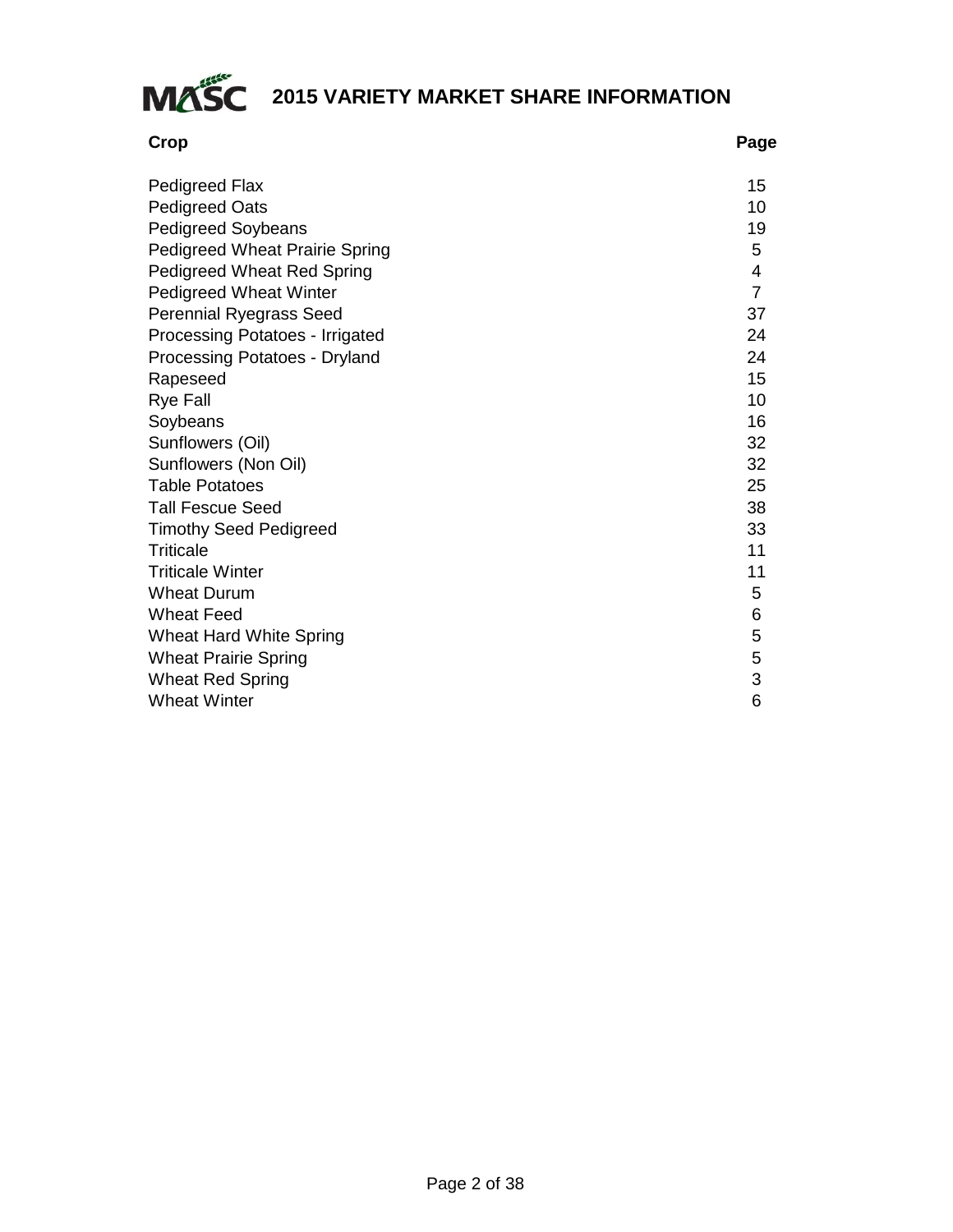# 2015 VARIETY MARKET SHARE INFORMATION

| Crop | Page |
|---|---|
| Pedigreed Flax | 15 |
| Pedigreed Oats | 10 |
| Pedigreed Soybeans | 19 |
| Pedigreed Wheat Prairie Spring | 5 |
| Pedigreed Wheat Red Spring | 4 |
| Pedigreed Wheat Winter | 7 |
| Perennial Ryegrass Seed | 37 |
| Processing Potatoes - Irrigated | 24 |
| Processing Potatoes - Dryland | 24 |
| Rapeseed | 15 |
| Rye Fall | 10 |
| Soybeans | 16 |
| Sunflowers (Oil) | 32 |
| Sunflowers (Non Oil) | 32 |
| Table Potatoes | 25 |
| Tall Fescue Seed | 38 |
| Timothy Seed Pedigreed | 33 |
| Triticale | 11 |
| Triticale Winter | 11 |
| Wheat Durum | 5 |
| Wheat Feed | 6 |
| Wheat Hard White Spring | 5 |
| Wheat Prairie Spring | 5 |
| Wheat Red Spring | 3 |
| Wheat Winter | 6 |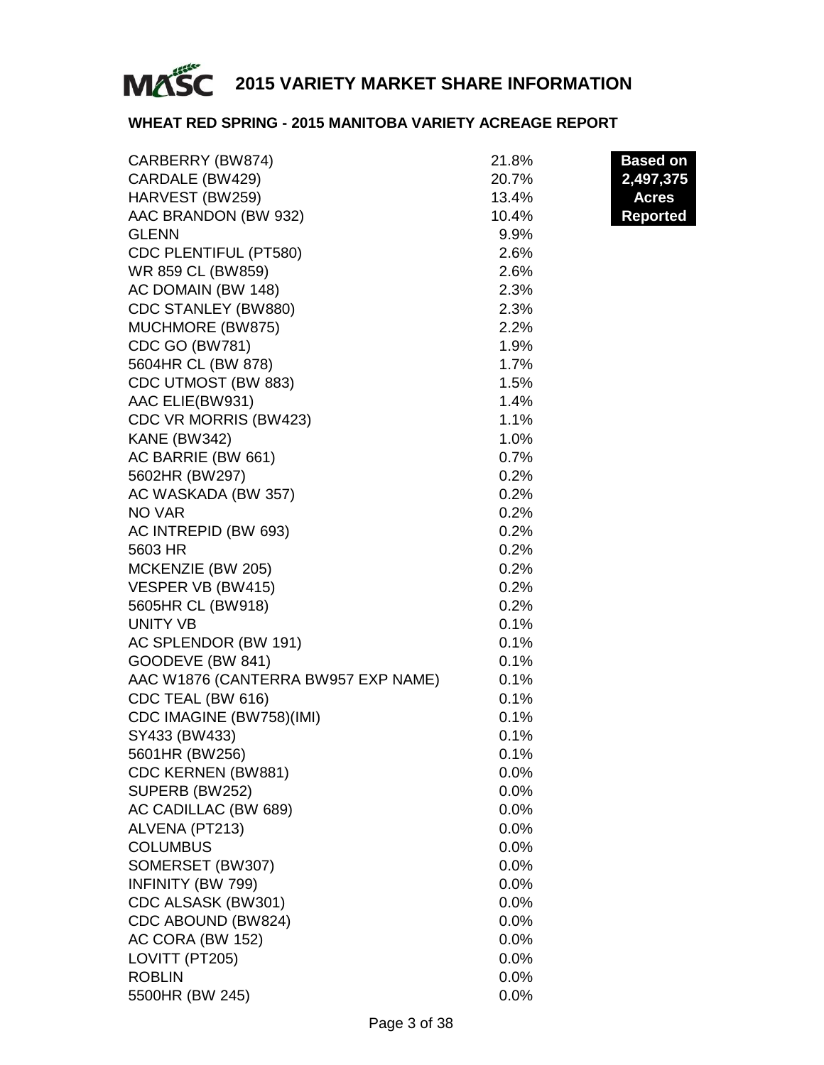# MASC 2015 VARIETY MARKET SHARE INFORMATION

## WHEAT RED SPRING - 2015 MANITOBA VARIETY ACREAGE REPORT

**Based on 2,497,375 Acres Reported**

| Variety | Share |
|---|---|
| CARBERRY (BW874) | 21.8% |
| CARDALE (BW429) | 20.7% |
| HARVEST (BW259) | 13.4% |
| AAC BRANDON (BW 932) | 10.4% |
| GLENN | 9.9% |
| CDC PLENTIFUL (PT580) | 2.6% |
| WR 859 CL (BW859) | 2.6% |
| AC DOMAIN (BW 148) | 2.3% |
| CDC STANLEY (BW880) | 2.3% |
| MUCHMORE (BW875) | 2.2% |
| CDC GO (BW781) | 1.9% |
| 5604HR CL (BW 878) | 1.7% |
| CDC UTMOST (BW 883) | 1.5% |
| AAC ELIE(BW931) | 1.4% |
| CDC VR MORRIS (BW423) | 1.1% |
| KANE (BW342) | 1.0% |
| AC BARRIE (BW 661) | 0.7% |
| 5602HR (BW297) | 0.2% |
| AC WASKADA (BW 357) | 0.2% |
| NO VAR | 0.2% |
| AC INTREPID (BW 693) | 0.2% |
| 5603 HR | 0.2% |
| MCKENZIE (BW 205) | 0.2% |
| VESPER VB (BW415) | 0.2% |
| 5605HR CL (BW918) | 0.2% |
| UNITY VB | 0.1% |
| AC SPLENDOR (BW 191) | 0.1% |
| GOODEVE (BW 841) | 0.1% |
| AAC W1876 (CANTERRA BW957 EXP NAME) | 0.1% |
| CDC TEAL (BW 616) | 0.1% |
| CDC IMAGINE (BW758)(IMI) | 0.1% |
| SY433 (BW433) | 0.1% |
| 5601HR (BW256) | 0.1% |
| CDC KERNEN (BW881) | 0.0% |
| SUPERB (BW252) | 0.0% |
| AC CADILLAC (BW 689) | 0.0% |
| ALVENA (PT213) | 0.0% |
| COLUMBUS | 0.0% |
| SOMERSET (BW307) | 0.0% |
| INFINITY (BW 799) | 0.0% |
| CDC ALSASK (BW301) | 0.0% |
| CDC ABOUND (BW824) | 0.0% |
| AC CORA (BW 152) | 0.0% |
| LOVITT (PT205) | 0.0% |
| ROBLIN | 0.0% |
| 5500HR (BW 245) | 0.0% |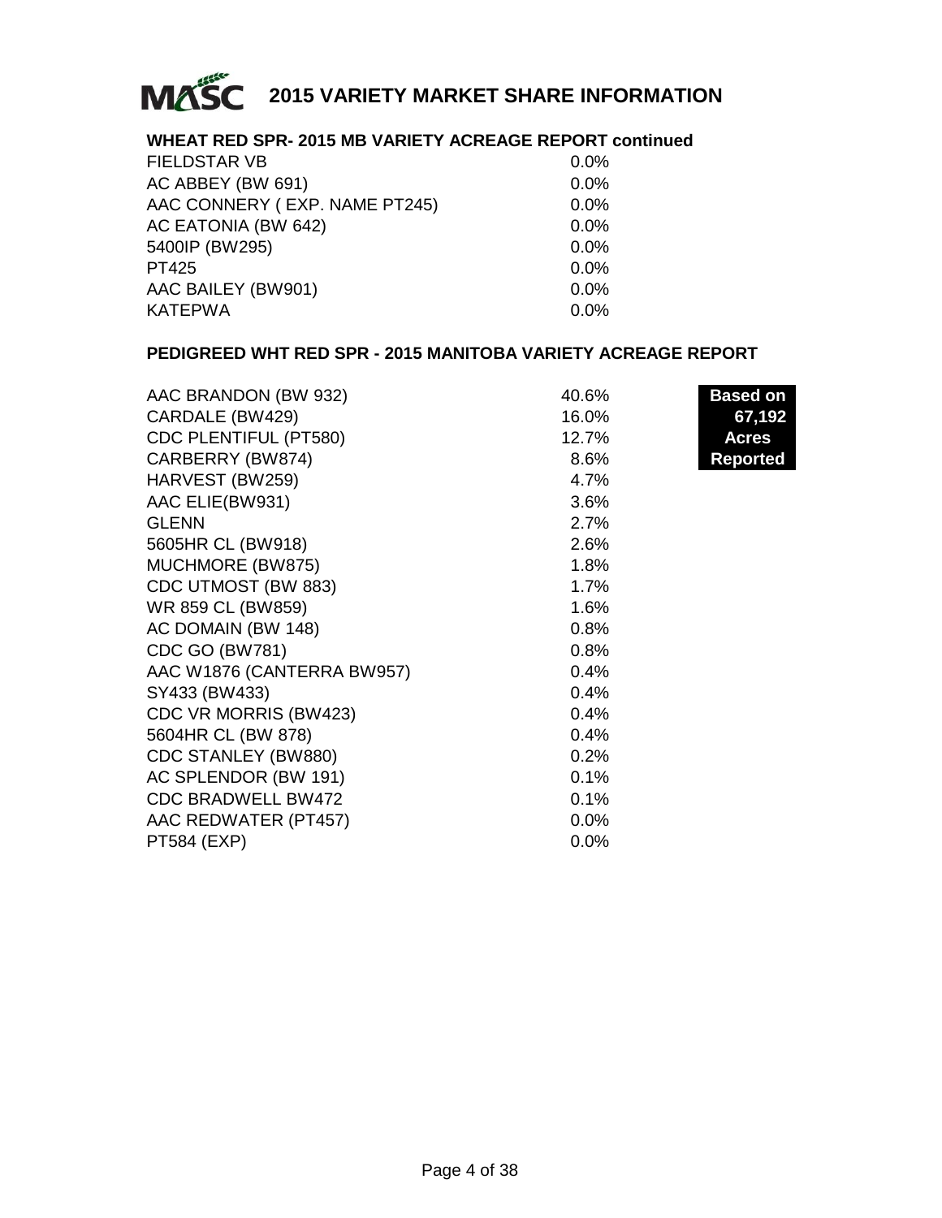# 2015 VARIETY MARKET SHARE INFORMATION

## WHEAT RED SPR- 2015 MB VARIETY ACREAGE REPORT continued

| Variety | Share |
|---|---|
| FIELDSTAR VB | 0.0% |
| AC ABBEY (BW 691) | 0.0% |
| AAC CONNERY ( EXP. NAME PT245) | 0.0% |
| AC EATONIA (BW 642) | 0.0% |
| 5400IP (BW295) | 0.0% |
| PT425 | 0.0% |
| AAC BAILEY (BW901) | 0.0% |
| KATEPWA | 0.0% |

## PEDIGREED WHT RED SPR - 2015 MANITOBA VARIETY ACREAGE REPORT

**Based on 67,192 Acres Reported**

| Variety | Share |
|---|---|
| AAC BRANDON (BW 932) | 40.6% |
| CARDALE (BW429) | 16.0% |
| CDC PLENTIFUL (PT580) | 12.7% |
| CARBERRY (BW874) | 8.6% |
| HARVEST (BW259) | 4.7% |
| AAC ELIE(BW931) | 3.6% |
| GLENN | 2.7% |
| 5605HR CL (BW918) | 2.6% |
| MUCHMORE (BW875) | 1.8% |
| CDC UTMOST (BW 883) | 1.7% |
| WR 859 CL (BW859) | 1.6% |
| AC DOMAIN (BW 148) | 0.8% |
| CDC GO (BW781) | 0.8% |
| AAC W1876 (CANTERRA BW957) | 0.4% |
| SY433 (BW433) | 0.4% |
| CDC VR MORRIS (BW423) | 0.4% |
| 5604HR CL (BW 878) | 0.4% |
| CDC STANLEY (BW880) | 0.2% |
| AC SPLENDOR (BW 191) | 0.1% |
| CDC BRADWELL BW472 | 0.1% |
| AAC REDWATER (PT457) | 0.0% |
| PT584 (EXP) | 0.0% |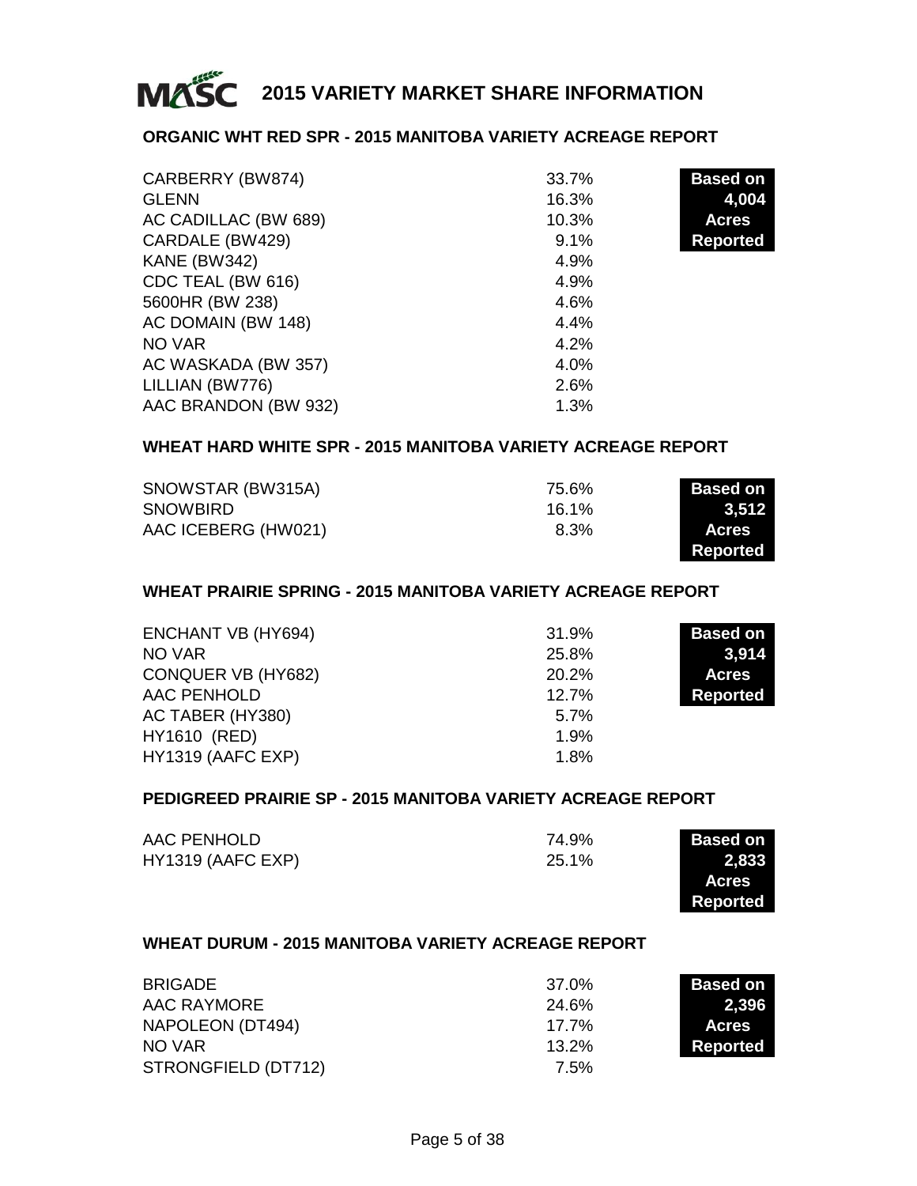# 2015 VARIETY MARKET SHARE INFORMATION

## ORGANIC WHT RED SPR - 2015 MANITOBA VARIETY ACREAGE REPORT

| Variety | Share |
|---|---|
| CARBERRY (BW874) | 33.7% |
| GLENN | 16.3% |
| AC CADILLAC (BW 689) | 10.3% |
| CARDALE (BW429) | 9.1% |
| KANE (BW342) | 4.9% |
| CDC TEAL (BW 616) | 4.9% |
| 5600HR (BW 238) | 4.6% |
| AC DOMAIN (BW 148) | 4.4% |
| NO VAR | 4.2% |
| AC WASKADA (BW 357) | 4.0% |
| LILLIAN (BW776) | 2.6% |
| AAC BRANDON (BW 932) | 1.3% |

**Based on 4,004 Acres Reported**

## WHEAT HARD WHITE SPR - 2015 MANITOBA VARIETY ACREAGE REPORT

| Variety | Share |
|---|---|
| SNOWSTAR (BW315A) | 75.6% |
| SNOWBIRD | 16.1% |
| AAC ICEBERG (HW021) | 8.3% |

**Based on 3,512 Acres Reported**

## WHEAT PRAIRIE SPRING - 2015 MANITOBA VARIETY ACREAGE REPORT

| Variety | Share |
|---|---|
| ENCHANT VB (HY694) | 31.9% |
| NO VAR | 25.8% |
| CONQUER VB (HY682) | 20.2% |
| AAC PENHOLD | 12.7% |
| AC TABER (HY380) | 5.7% |
| HY1610 (RED) | 1.9% |
| HY1319 (AAFC EXP) | 1.8% |

**Based on 3,914 Acres Reported**

## PEDIGREED PRAIRIE SP - 2015 MANITOBA VARIETY ACREAGE REPORT

| Variety | Share |
|---|---|
| AAC PENHOLD | 74.9% |
| HY1319 (AAFC EXP) | 25.1% |

**Based on 2,833 Acres Reported**

## WHEAT DURUM - 2015 MANITOBA VARIETY ACREAGE REPORT

| Variety | Share |
|---|---|
| BRIGADE | 37.0% |
| AAC RAYMORE | 24.6% |
| NAPOLEON (DT494) | 17.7% |
| NO VAR | 13.2% |
| STRONGFIELD (DT712) | 7.5% |

**Based on 2,396 Acres Reported**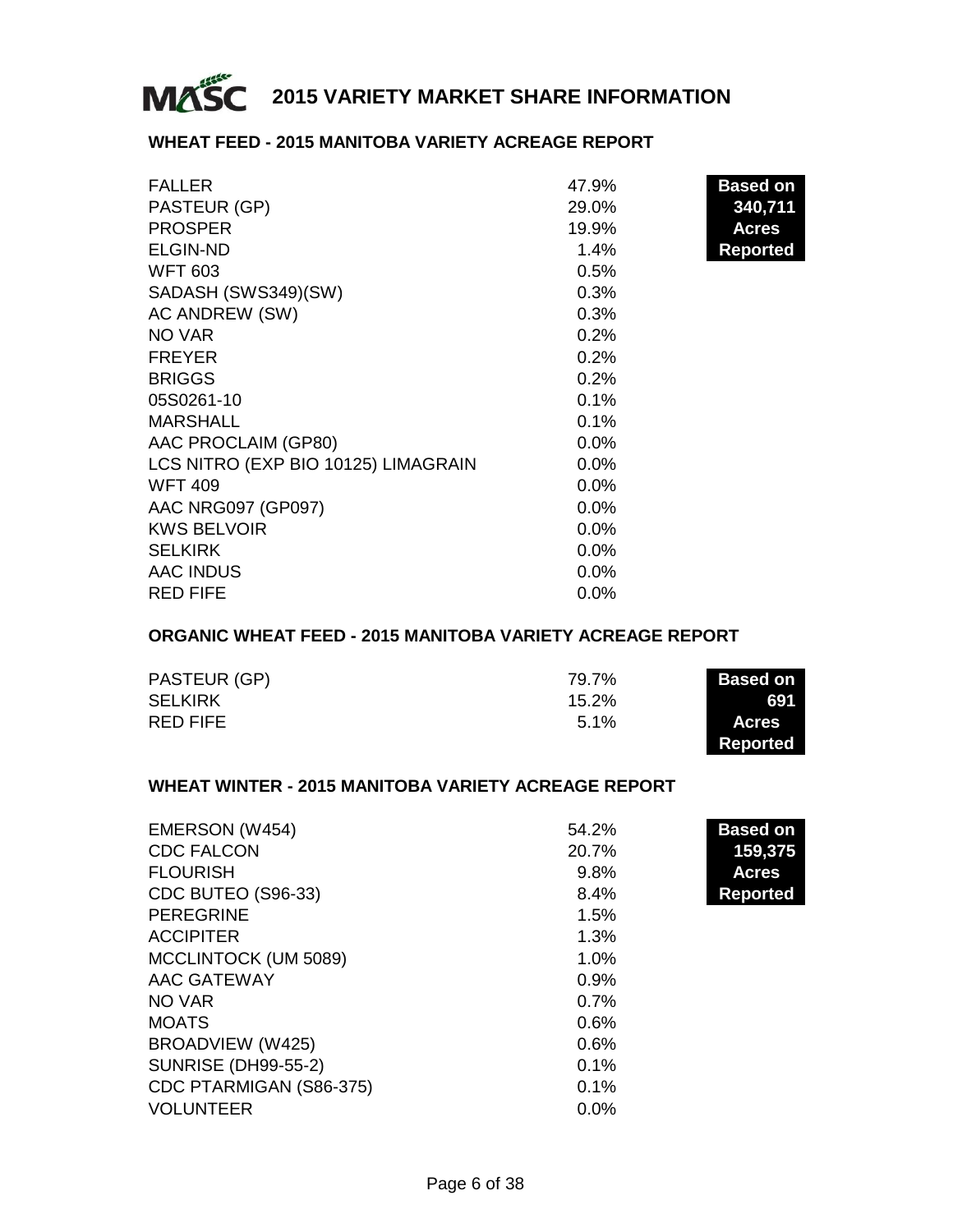# 2015 VARIETY MARKET SHARE INFORMATION

## WHEAT FEED - 2015 MANITOBA VARIETY ACREAGE REPORT

**Based on 340,711 Acres Reported**

| Variety | Share |
|---|---|
| FALLER | 47.9% |
| PASTEUR (GP) | 29.0% |
| PROSPER | 19.9% |
| ELGIN-ND | 1.4% |
| WFT 603 | 0.5% |
| SADASH (SWS349)(SW) | 0.3% |
| AC ANDREW (SW) | 0.3% |
| NO VAR | 0.2% |
| FREYER | 0.2% |
| BRIGGS | 0.2% |
| 05S0261-10 | 0.1% |
| MARSHALL | 0.1% |
| AAC PROCLAIM (GP80) | 0.0% |
| LCS NITRO (EXP BIO 10125) LIMAGRAIN | 0.0% |
| WFT 409 | 0.0% |
| AAC NRG097 (GP097) | 0.0% |
| KWS BELVOIR | 0.0% |
| SELKIRK | 0.0% |
| AAC INDUS | 0.0% |
| RED FIFE | 0.0% |

## ORGANIC WHEAT FEED - 2015 MANITOBA VARIETY ACREAGE REPORT

**Based on 691 Acres Reported**

| Variety | Share |
|---|---|
| PASTEUR (GP) | 79.7% |
| SELKIRK | 15.2% |
| RED FIFE | 5.1% |

## WHEAT WINTER - 2015 MANITOBA VARIETY ACREAGE REPORT

**Based on 159,375 Acres Reported**

| Variety | Share |
|---|---|
| EMERSON (W454) | 54.2% |
| CDC FALCON | 20.7% |
| FLOURISH | 9.8% |
| CDC BUTEO (S96-33) | 8.4% |
| PEREGRINE | 1.5% |
| ACCIPITER | 1.3% |
| MCCLINTOCK (UM 5089) | 1.0% |
| AAC GATEWAY | 0.9% |
| NO VAR | 0.7% |
| MOATS | 0.6% |
| BROADVIEW (W425) | 0.6% |
| SUNRISE (DH99-55-2) | 0.1% |
| CDC PTARMIGAN (S86-375) | 0.1% |
| VOLUNTEER | 0.0% |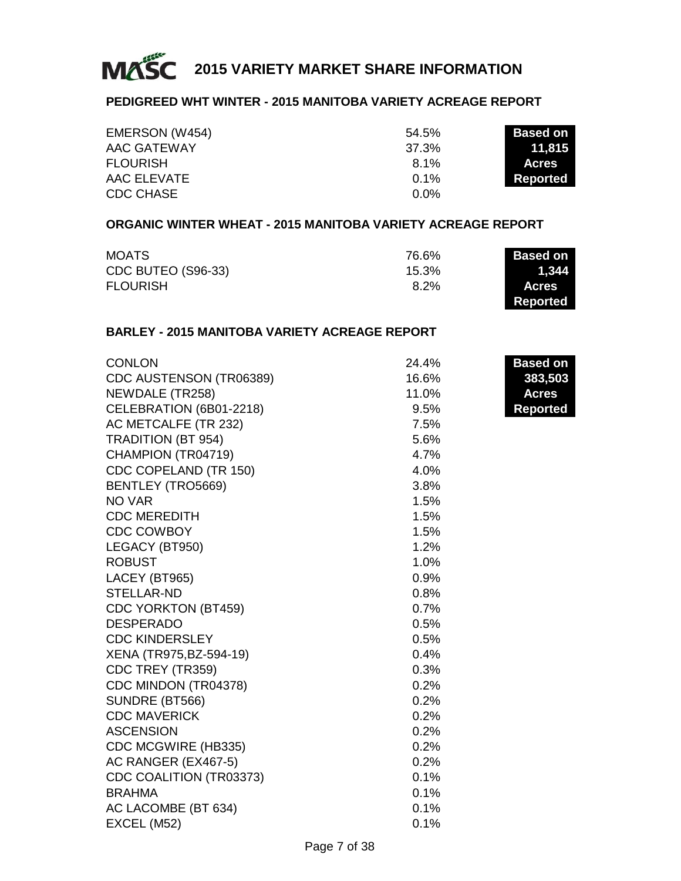# 2015 VARIETY MARKET SHARE INFORMATION

## PEDIGREED WHT WINTER - 2015 MANITOBA VARIETY ACREAGE REPORT

| Variety | Share |
|---|---|
| EMERSON (W454) | 54.5% |
| AAC GATEWAY | 37.3% |
| FLOURISH | 8.1% |
| AAC ELEVATE | 0.1% |
| CDC CHASE | 0.0% |

**Based on 11,815 Acres Reported**

## ORGANIC WINTER WHEAT - 2015 MANITOBA VARIETY ACREAGE REPORT

| Variety | Share |
|---|---|
| MOATS | 76.6% |
| CDC BUTEO (S96-33) | 15.3% |
| FLOURISH | 8.2% |

**Based on 1,344 Acres Reported**

## BARLEY - 2015 MANITOBA VARIETY ACREAGE REPORT

| Variety | Share |
|---|---|
| CONLON | 24.4% |
| CDC AUSTENSON (TR06389) | 16.6% |
| NEWDALE (TR258) | 11.0% |
| CELEBRATION (6B01-2218) | 9.5% |
| AC METCALFE (TR 232) | 7.5% |
| TRADITION (BT 954) | 5.6% |
| CHAMPION (TR04719) | 4.7% |
| CDC COPELAND (TR 150) | 4.0% |
| BENTLEY (TRO5669) | 3.8% |
| NO VAR | 1.5% |
| CDC MEREDITH | 1.5% |
| CDC COWBOY | 1.5% |
| LEGACY (BT950) | 1.2% |
| ROBUST | 1.0% |
| LACEY (BT965) | 0.9% |
| STELLAR-ND | 0.8% |
| CDC YORKTON (BT459) | 0.7% |
| DESPERADO | 0.5% |
| CDC KINDERSLEY | 0.5% |
| XENA (TR975,BZ-594-19) | 0.4% |
| CDC TREY (TR359) | 0.3% |
| CDC MINDON (TR04378) | 0.2% |
| SUNDRE (BT566) | 0.2% |
| CDC MAVERICK | 0.2% |
| ASCENSION | 0.2% |
| CDC MCGWIRE (HB335) | 0.2% |
| AC RANGER (EX467-5) | 0.2% |
| CDC COALITION (TR03373) | 0.1% |
| BRAHMA | 0.1% |
| AC LACOMBE (BT 634) | 0.1% |
| EXCEL (M52) | 0.1% |

**Based on 383,503 Acres Reported**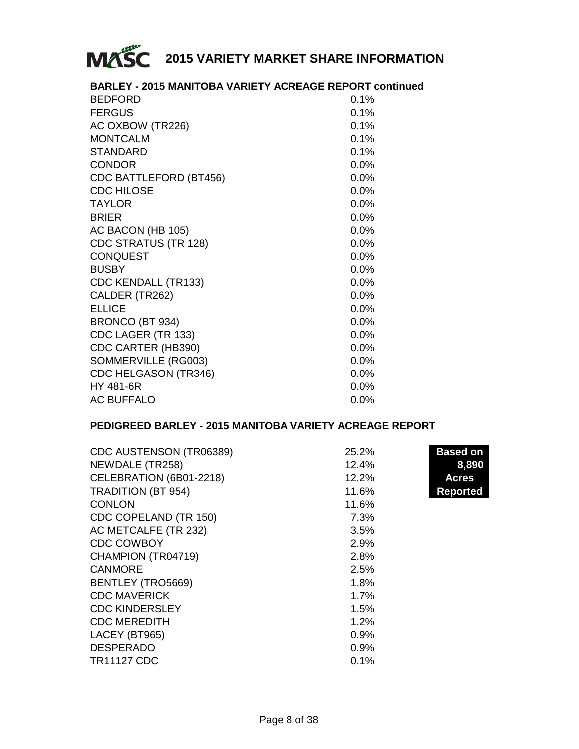# 2015 VARIETY MARKET SHARE INFORMATION

## BARLEY - 2015 MANITOBA VARIETY ACREAGE REPORT continued

| Variety | Share |
|---|---|
| BEDFORD | 0.1% |
| FERGUS | 0.1% |
| AC OXBOW (TR226) | 0.1% |
| MONTCALM | 0.1% |
| STANDARD | 0.1% |
| CONDOR | 0.0% |
| CDC BATTLEFORD (BT456) | 0.0% |
| CDC HILOSE | 0.0% |
| TAYLOR | 0.0% |
| BRIER | 0.0% |
| AC BACON (HB 105) | 0.0% |
| CDC STRATUS (TR 128) | 0.0% |
| CONQUEST | 0.0% |
| BUSBY | 0.0% |
| CDC KENDALL (TR133) | 0.0% |
| CALDER (TR262) | 0.0% |
| ELLICE | 0.0% |
| BRONCO (BT 934) | 0.0% |
| CDC LAGER (TR 133) | 0.0% |
| CDC CARTER (HB390) | 0.0% |
| SOMMERVILLE (RG003) | 0.0% |
| CDC HELGASON (TR346) | 0.0% |
| HY 481-6R | 0.0% |
| AC BUFFALO | 0.0% |

## PEDIGREED BARLEY - 2015 MANITOBA VARIETY ACREAGE REPORT

**Based on 8,890 Acres Reported**

| Variety | Share |
|---|---|
| CDC AUSTENSON (TR06389) | 25.2% |
| NEWDALE (TR258) | 12.4% |
| CELEBRATION (6B01-2218) | 12.2% |
| TRADITION (BT 954) | 11.6% |
| CONLON | 11.6% |
| CDC COPELAND (TR 150) | 7.3% |
| AC METCALFE (TR 232) | 3.5% |
| CDC COWBOY | 2.9% |
| CHAMPION (TR04719) | 2.8% |
| CANMORE | 2.5% |
| BENTLEY (TRO5669) | 1.8% |
| CDC MAVERICK | 1.7% |
| CDC KINDERSLEY | 1.5% |
| CDC MEREDITH | 1.2% |
| LACEY (BT965) | 0.9% |
| DESPERADO | 0.9% |
| TR11127 CDC | 0.1% |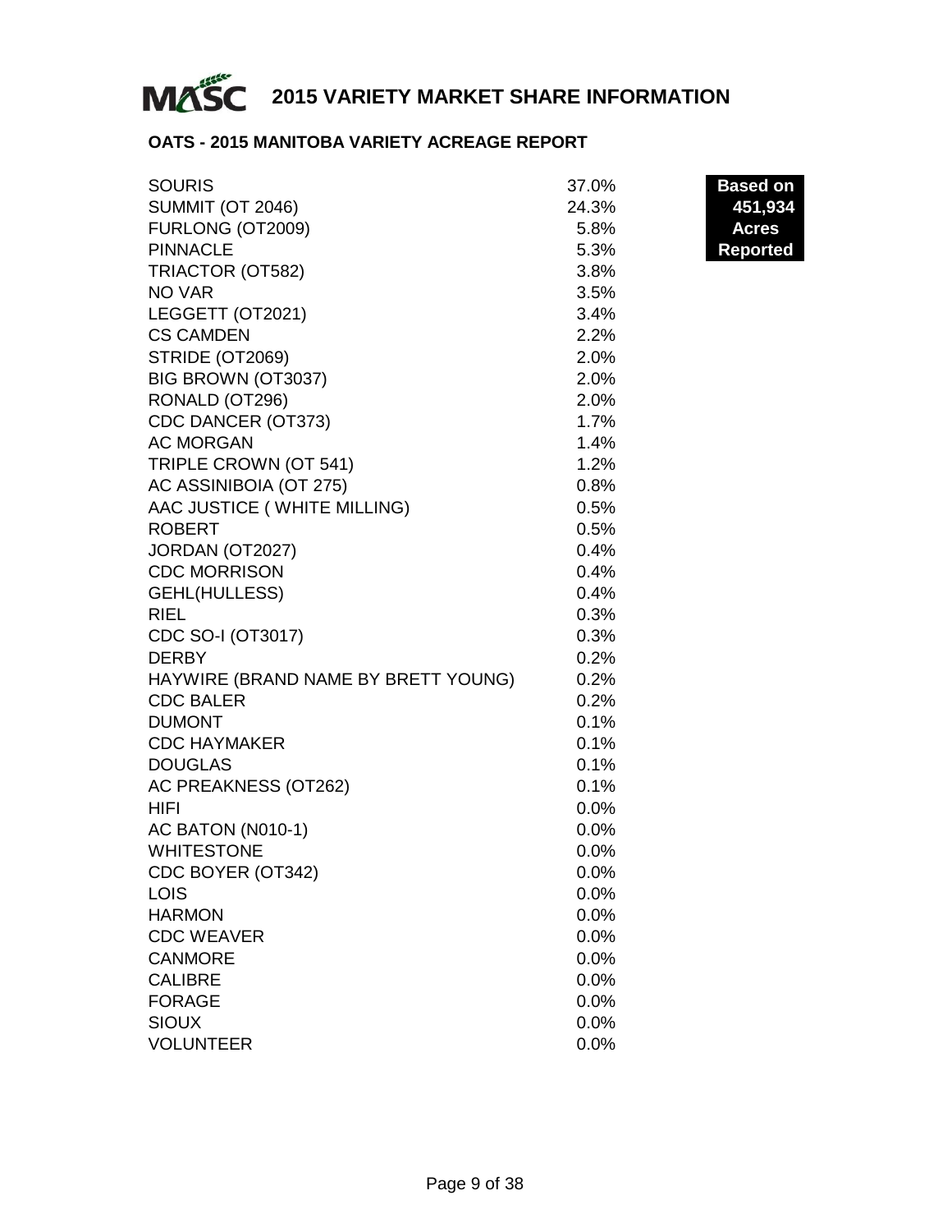# 2015 VARIETY MARKET SHARE INFORMATION

## OATS - 2015 MANITOBA VARIETY ACREAGE REPORT

**Based on 451,934 Acres Reported**

| Variety | Share |
|---|---|
| SOURIS | 37.0% |
| SUMMIT (OT 2046) | 24.3% |
| FURLONG (OT2009) | 5.8% |
| PINNACLE | 5.3% |
| TRIACTOR (OT582) | 3.8% |
| NO VAR | 3.5% |
| LEGGETT (OT2021) | 3.4% |
| CS CAMDEN | 2.2% |
| STRIDE (OT2069) | 2.0% |
| BIG BROWN (OT3037) | 2.0% |
| RONALD (OT296) | 2.0% |
| CDC DANCER (OT373) | 1.7% |
| AC MORGAN | 1.4% |
| TRIPLE CROWN (OT 541) | 1.2% |
| AC ASSINIBOIA (OT 275) | 0.8% |
| AAC JUSTICE ( WHITE MILLING) | 0.5% |
| ROBERT | 0.5% |
| JORDAN (OT2027) | 0.4% |
| CDC MORRISON | 0.4% |
| GEHL(HULLESS) | 0.4% |
| RIEL | 0.3% |
| CDC SO-I (OT3017) | 0.3% |
| DERBY | 0.2% |
| HAYWIRE (BRAND NAME BY BRETT YOUNG) | 0.2% |
| CDC BALER | 0.2% |
| DUMONT | 0.1% |
| CDC HAYMAKER | 0.1% |
| DOUGLAS | 0.1% |
| AC PREAKNESS (OT262) | 0.1% |
| HIFI | 0.0% |
| AC BATON (N010-1) | 0.0% |
| WHITESTONE | 0.0% |
| CDC BOYER (OT342) | 0.0% |
| LOIS | 0.0% |
| HARMON | 0.0% |
| CDC WEAVER | 0.0% |
| CANMORE | 0.0% |
| CALIBRE | 0.0% |
| FORAGE | 0.0% |
| SIOUX | 0.0% |
| VOLUNTEER | 0.0% |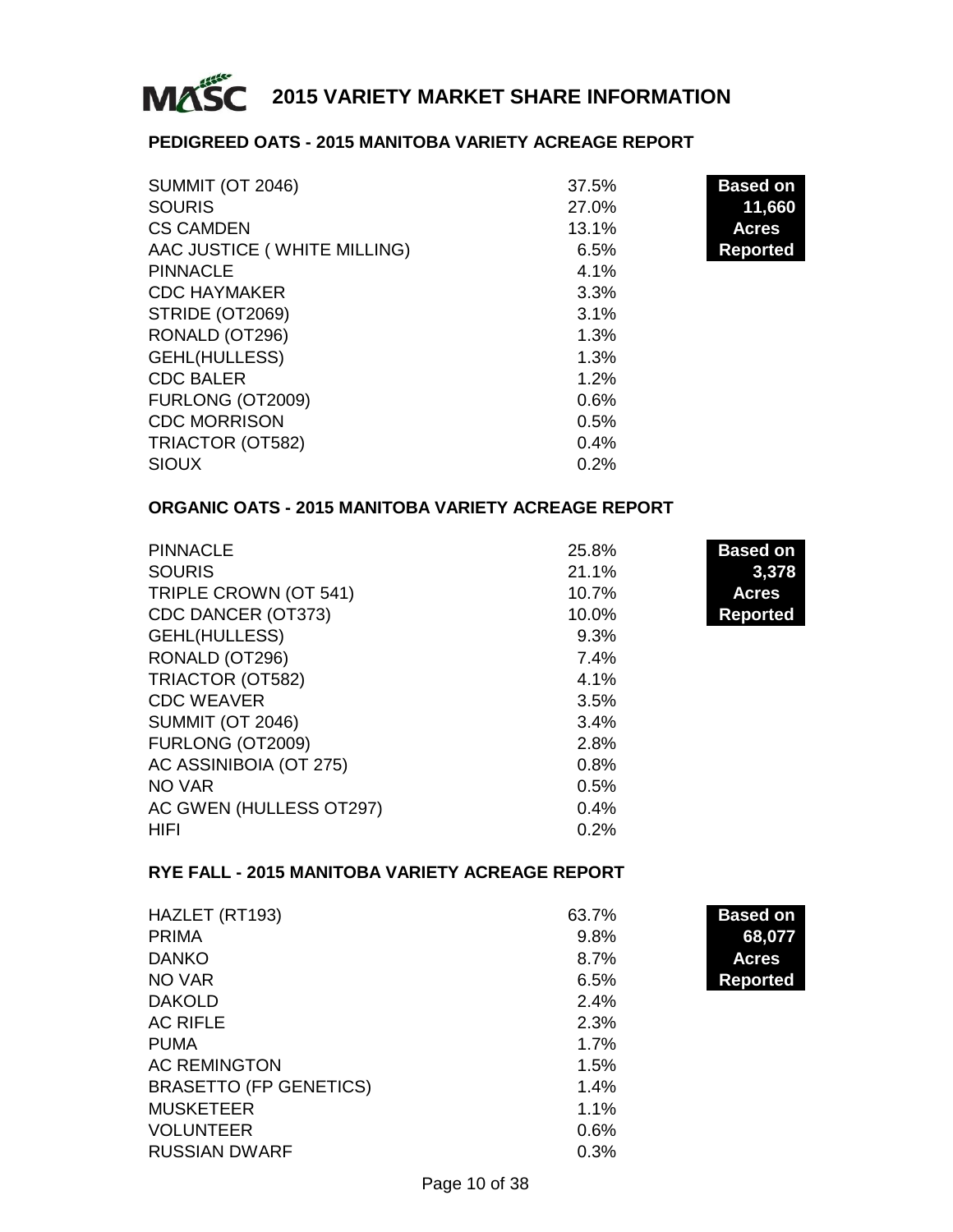# 2015 VARIETY MARKET SHARE INFORMATION

## PEDIGREED OATS - 2015 MANITOBA VARIETY ACREAGE REPORT

**Based on 11,660 Acres Reported**

| Variety | Share |
|---|---|
| SUMMIT (OT 2046) | 37.5% |
| SOURIS | 27.0% |
| CS CAMDEN | 13.1% |
| AAC JUSTICE ( WHITE MILLING) | 6.5% |
| PINNACLE | 4.1% |
| CDC HAYMAKER | 3.3% |
| STRIDE (OT2069) | 3.1% |
| RONALD (OT296) | 1.3% |
| GEHL(HULLESS) | 1.3% |
| CDC BALER | 1.2% |
| FURLONG (OT2009) | 0.6% |
| CDC MORRISON | 0.5% |
| TRIACTOR (OT582) | 0.4% |
| SIOUX | 0.2% |

## ORGANIC OATS - 2015 MANITOBA VARIETY ACREAGE REPORT

**Based on 3,378 Acres Reported**

| Variety | Share |
|---|---|
| PINNACLE | 25.8% |
| SOURIS | 21.1% |
| TRIPLE CROWN (OT 541) | 10.7% |
| CDC DANCER (OT373) | 10.0% |
| GEHL(HULLESS) | 9.3% |
| RONALD (OT296) | 7.4% |
| TRIACTOR (OT582) | 4.1% |
| CDC WEAVER | 3.5% |
| SUMMIT (OT 2046) | 3.4% |
| FURLONG (OT2009) | 2.8% |
| AC ASSINIBOIA (OT 275) | 0.8% |
| NO VAR | 0.5% |
| AC GWEN (HULLESS OT297) | 0.4% |
| HIFI | 0.2% |

## RYE FALL - 2015 MANITOBA VARIETY ACREAGE REPORT

**Based on 68,077 Acres Reported**

| Variety | Share |
|---|---|
| HAZLET (RT193) | 63.7% |
| PRIMA | 9.8% |
| DANKO | 8.7% |
| NO VAR | 6.5% |
| DAKOLD | 2.4% |
| AC RIFLE | 2.3% |
| PUMA | 1.7% |
| AC REMINGTON | 1.5% |
| BRASETTO (FP GENETICS) | 1.4% |
| MUSKETEER | 1.1% |
| VOLUNTEER | 0.6% |
| RUSSIAN DWARF | 0.3% |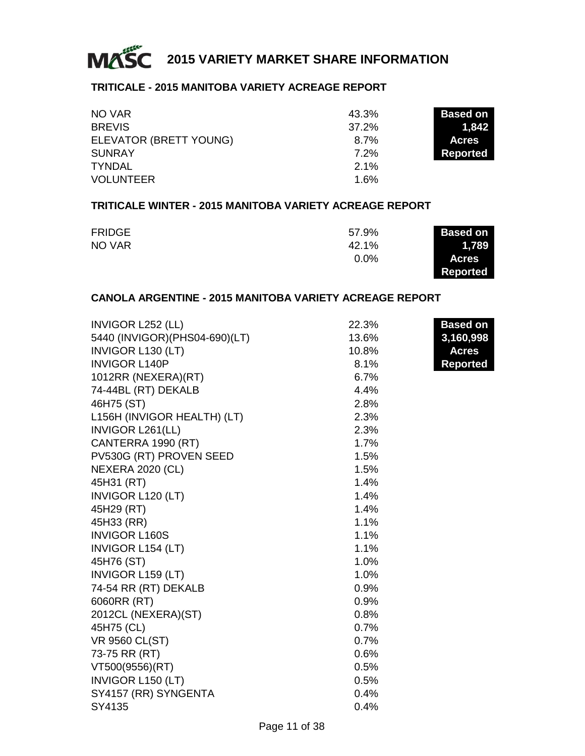# 2015 VARIETY MARKET SHARE INFORMATION

## TRITICALE - 2015 MANITOBA VARIETY ACREAGE REPORT

**Based on 1,842 Acres Reported**

| Variety | Share |
|---|---|
| NO VAR | 43.3% |
| BREVIS | 37.2% |
| ELEVATOR (BRETT YOUNG) | 8.7% |
| SUNRAY | 7.2% |
| TYNDAL | 2.1% |
| VOLUNTEER | 1.6% |

## TRITICALE WINTER - 2015 MANITOBA VARIETY ACREAGE REPORT

**Based on 1,789 Acres Reported**

| Variety | Share |
|---|---|
| FRIDGE | 57.9% |
| NO VAR | 42.1% |
| | 0.0% |

## CANOLA ARGENTINE - 2015 MANITOBA VARIETY ACREAGE REPORT

**Based on 3,160,998 Acres Reported**

| Variety | Share |
|---|---|
| INVIGOR L252 (LL) | 22.3% |
| 5440 (INVIGOR)(PHS04-690)(LT) | 13.6% |
| INVIGOR L130 (LT) | 10.8% |
| INVIGOR L140P | 8.1% |
| 1012RR (NEXERA)(RT) | 6.7% |
| 74-44BL (RT) DEKALB | 4.4% |
| 46H75 (ST) | 2.8% |
| L156H (INVIGOR HEALTH) (LT) | 2.3% |
| INVIGOR L261(LL) | 2.3% |
| CANTERRA 1990 (RT) | 1.7% |
| PV530G (RT) PROVEN SEED | 1.5% |
| NEXERA 2020 (CL) | 1.5% |
| 45H31 (RT) | 1.4% |
| INVIGOR L120 (LT) | 1.4% |
| 45H29 (RT) | 1.4% |
| 45H33 (RR) | 1.1% |
| INVIGOR L160S | 1.1% |
| INVIGOR L154 (LT) | 1.1% |
| 45H76 (ST) | 1.0% |
| INVIGOR L159 (LT) | 1.0% |
| 74-54 RR (RT) DEKALB | 0.9% |
| 6060RR (RT) | 0.9% |
| 2012CL (NEXERA)(ST) | 0.8% |
| 45H75 (CL) | 0.7% |
| VR 9560 CL(ST) | 0.7% |
| 73-75 RR (RT) | 0.6% |
| VT500(9556)(RT) | 0.5% |
| INVIGOR L150 (LT) | 0.5% |
| SY4157 (RR) SYNGENTA | 0.4% |
| SY4135 | 0.4% |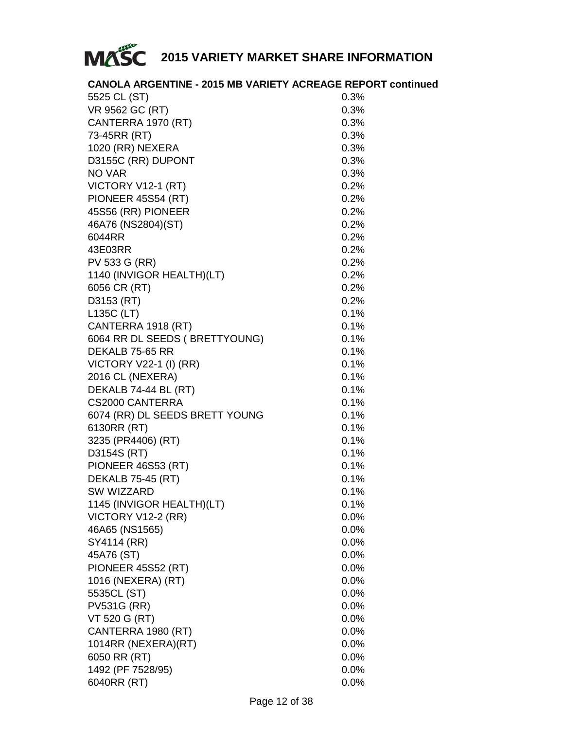# 2015 VARIETY MARKET SHARE INFORMATION

## CANOLA ARGENTINE - 2015 MB VARIETY ACREAGE REPORT continued

| | |
|---|---|
| 5525 CL (ST) | 0.3% |
| VR 9562 GC (RT) | 0.3% |
| CANTERRA 1970 (RT) | 0.3% |
| 73-45RR (RT) | 0.3% |
| 1020 (RR) NEXERA | 0.3% |
| D3155C (RR) DUPONT | 0.3% |
| NO VAR | 0.3% |
| VICTORY V12-1 (RT) | 0.2% |
| PIONEER 45S54 (RT) | 0.2% |
| 45S56 (RR) PIONEER | 0.2% |
| 46A76 (NS2804)(ST) | 0.2% |
| 6044RR | 0.2% |
| 43E03RR | 0.2% |
| PV 533 G (RR) | 0.2% |
| 1140 (INVIGOR HEALTH)(LT) | 0.2% |
| 6056 CR (RT) | 0.2% |
| D3153 (RT) | 0.2% |
| L135C (LT) | 0.1% |
| CANTERRA 1918 (RT) | 0.1% |
| 6064 RR DL SEEDS ( BRETTYOUNG) | 0.1% |
| DEKALB 75-65 RR | 0.1% |
| VICTORY V22-1 (I) (RR) | 0.1% |
| 2016 CL (NEXERA) | 0.1% |
| DEKALB 74-44 BL (RT) | 0.1% |
| CS2000 CANTERRA | 0.1% |
| 6074 (RR) DL SEEDS BRETT YOUNG | 0.1% |
| 6130RR (RT) | 0.1% |
| 3235 (PR4406) (RT) | 0.1% |
| D3154S (RT) | 0.1% |
| PIONEER 46S53 (RT) | 0.1% |
| DEKALB 75-45 (RT) | 0.1% |
| SW WIZZARD | 0.1% |
| 1145 (INVIGOR HEALTH)(LT) | 0.1% |
| VICTORY V12-2 (RR) | 0.0% |
| 46A65 (NS1565) | 0.0% |
| SY4114 (RR) | 0.0% |
| 45A76 (ST) | 0.0% |
| PIONEER 45S52 (RT) | 0.0% |
| 1016 (NEXERA) (RT) | 0.0% |
| 5535CL (ST) | 0.0% |
| PV531G (RR) | 0.0% |
| VT 520 G (RT) | 0.0% |
| CANTERRA 1980 (RT) | 0.0% |
| 1014RR (NEXERA)(RT) | 0.0% |
| 6050 RR (RT) | 0.0% |
| 1492 (PF 7528/95) | 0.0% |
| 6040RR (RT) | 0.0% |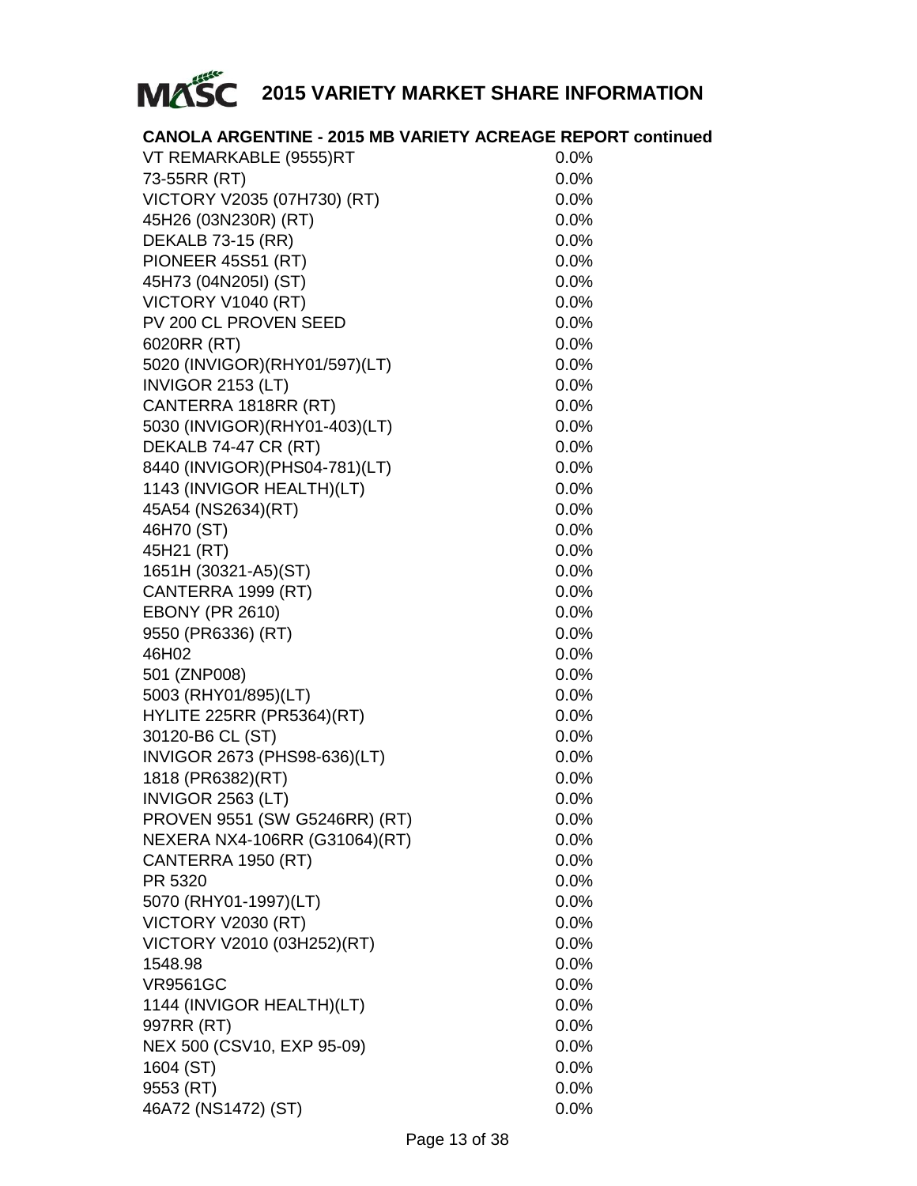# MASC 2015 VARIETY MARKET SHARE INFORMATION

## CANOLA ARGENTINE - 2015 MB VARIETY ACREAGE REPORT continued

| | |
|---|---|
| VT REMARKABLE (9555)RT | 0.0% |
| 73-55RR (RT) | 0.0% |
| VICTORY V2035 (07H730) (RT) | 0.0% |
| 45H26 (03N230R) (RT) | 0.0% |
| DEKALB 73-15 (RR) | 0.0% |
| PIONEER 45S51 (RT) | 0.0% |
| 45H73 (04N205I) (ST) | 0.0% |
| VICTORY V1040 (RT) | 0.0% |
| PV 200 CL PROVEN SEED | 0.0% |
| 6020RR (RT) | 0.0% |
| 5020 (INVIGOR)(RHY01/597)(LT) | 0.0% |
| INVIGOR 2153 (LT) | 0.0% |
| CANTERRA 1818RR (RT) | 0.0% |
| 5030 (INVIGOR)(RHY01-403)(LT) | 0.0% |
| DEKALB 74-47 CR (RT) | 0.0% |
| 8440 (INVIGOR)(PHS04-781)(LT) | 0.0% |
| 1143 (INVIGOR HEALTH)(LT) | 0.0% |
| 45A54 (NS2634)(RT) | 0.0% |
| 46H70 (ST) | 0.0% |
| 45H21 (RT) | 0.0% |
| 1651H (30321-A5)(ST) | 0.0% |
| CANTERRA 1999 (RT) | 0.0% |
| EBONY (PR 2610) | 0.0% |
| 9550 (PR6336) (RT) | 0.0% |
| 46H02 | 0.0% |
| 501 (ZNP008) | 0.0% |
| 5003 (RHY01/895)(LT) | 0.0% |
| HYLITE 225RR (PR5364)(RT) | 0.0% |
| 30120-B6 CL (ST) | 0.0% |
| INVIGOR 2673 (PHS98-636)(LT) | 0.0% |
| 1818 (PR6382)(RT) | 0.0% |
| INVIGOR 2563 (LT) | 0.0% |
| PROVEN 9551 (SW G5246RR) (RT) | 0.0% |
| NEXERA NX4-106RR (G31064)(RT) | 0.0% |
| CANTERRA 1950 (RT) | 0.0% |
| PR 5320 | 0.0% |
| 5070 (RHY01-1997)(LT) | 0.0% |
| VICTORY V2030 (RT) | 0.0% |
| VICTORY V2010 (03H252)(RT) | 0.0% |
| 1548.98 | 0.0% |
| VR9561GC | 0.0% |
| 1144 (INVIGOR HEALTH)(LT) | 0.0% |
| 997RR (RT) | 0.0% |
| NEX 500 (CSV10, EXP 95-09) | 0.0% |
| 1604 (ST) | 0.0% |
| 9553 (RT) | 0.0% |
| 46A72 (NS1472) (ST) | 0.0% |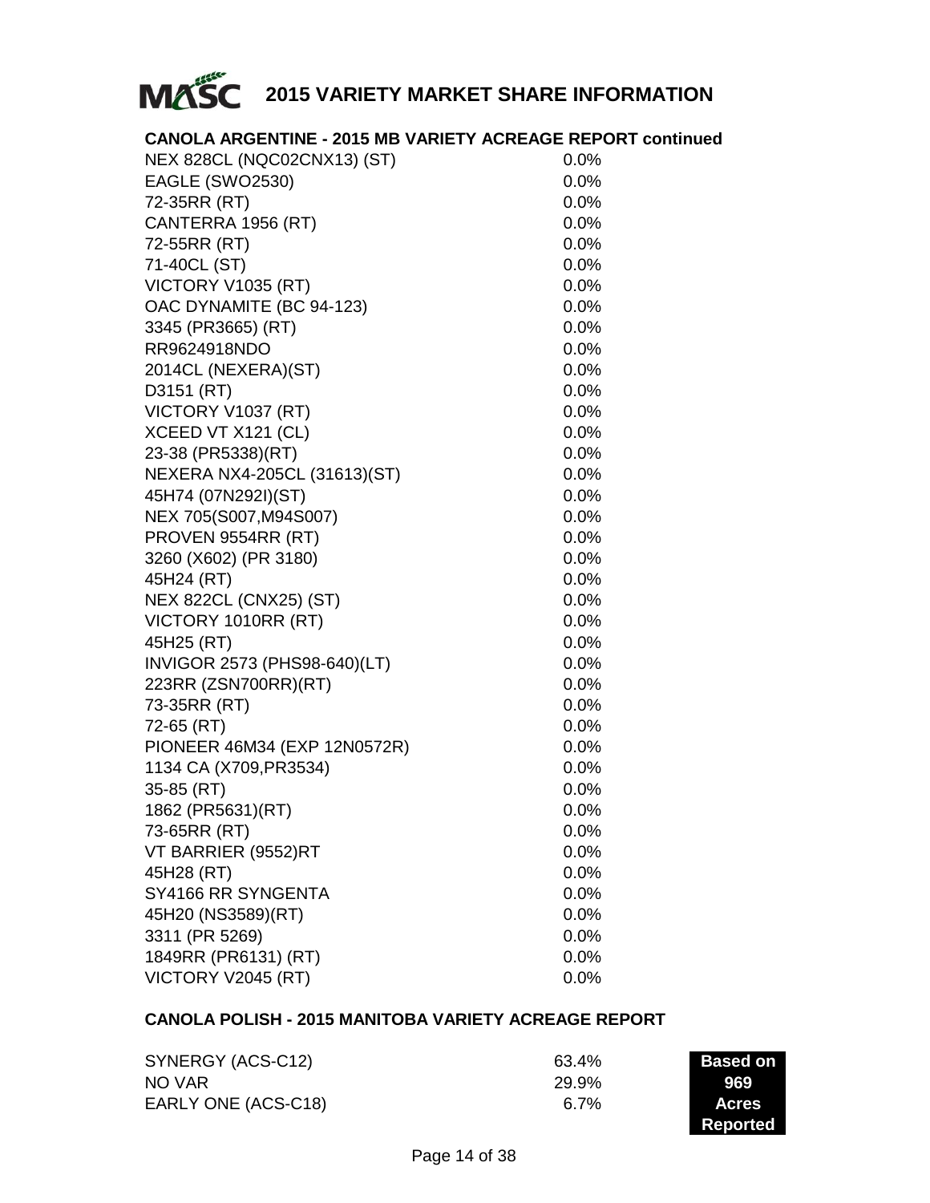## 2015 VARIETY MARKET SHARE INFORMATION

### CANOLA ARGENTINE - 2015 MB VARIETY ACREAGE REPORT continued

| Variety | Share |
|---|---|
| NEX 828CL (NQC02CNX13) (ST) | 0.0% |
| EAGLE (SWO2530) | 0.0% |
| 72-35RR (RT) | 0.0% |
| CANTERRA 1956 (RT) | 0.0% |
| 72-55RR (RT) | 0.0% |
| 71-40CL (ST) | 0.0% |
| VICTORY V1035 (RT) | 0.0% |
| OAC DYNAMITE (BC 94-123) | 0.0% |
| 3345 (PR3665) (RT) | 0.0% |
| RR9624918NDO | 0.0% |
| 2014CL (NEXERA)(ST) | 0.0% |
| D3151 (RT) | 0.0% |
| VICTORY V1037 (RT) | 0.0% |
| XCEED VT X121 (CL) | 0.0% |
| 23-38 (PR5338)(RT) | 0.0% |
| NEXERA NX4-205CL (31613)(ST) | 0.0% |
| 45H74 (07N292I)(ST) | 0.0% |
| NEX 705(S007,M94S007) | 0.0% |
| PROVEN 9554RR (RT) | 0.0% |
| 3260 (X602) (PR 3180) | 0.0% |
| 45H24 (RT) | 0.0% |
| NEX 822CL (CNX25) (ST) | 0.0% |
| VICTORY 1010RR (RT) | 0.0% |
| 45H25 (RT) | 0.0% |
| INVIGOR 2573 (PHS98-640)(LT) | 0.0% |
| 223RR (ZSN700RR)(RT) | 0.0% |
| 73-35RR (RT) | 0.0% |
| 72-65 (RT) | 0.0% |
| PIONEER 46M34 (EXP 12N0572R) | 0.0% |
| 1134 CA (X709,PR3534) | 0.0% |
| 35-85 (RT) | 0.0% |
| 1862 (PR5631)(RT) | 0.0% |
| 73-65RR (RT) | 0.0% |
| VT BARRIER (9552)RT | 0.0% |
| 45H28 (RT) | 0.0% |
| SY4166 RR SYNGENTA | 0.0% |
| 45H20 (NS3589)(RT) | 0.0% |
| 3311 (PR 5269) | 0.0% |
| 1849RR (PR6131) (RT) | 0.0% |
| VICTORY V2045 (RT) | 0.0% |

### CANOLA POLISH - 2015 MANITOBA VARIETY ACREAGE REPORT

| Variety | Share |
|---|---|
| SYNERGY (ACS-C12) | 63.4% |
| NO VAR | 29.9% |
| EARLY ONE (ACS-C18) | 6.7% |

**Based on 969 Acres Reported**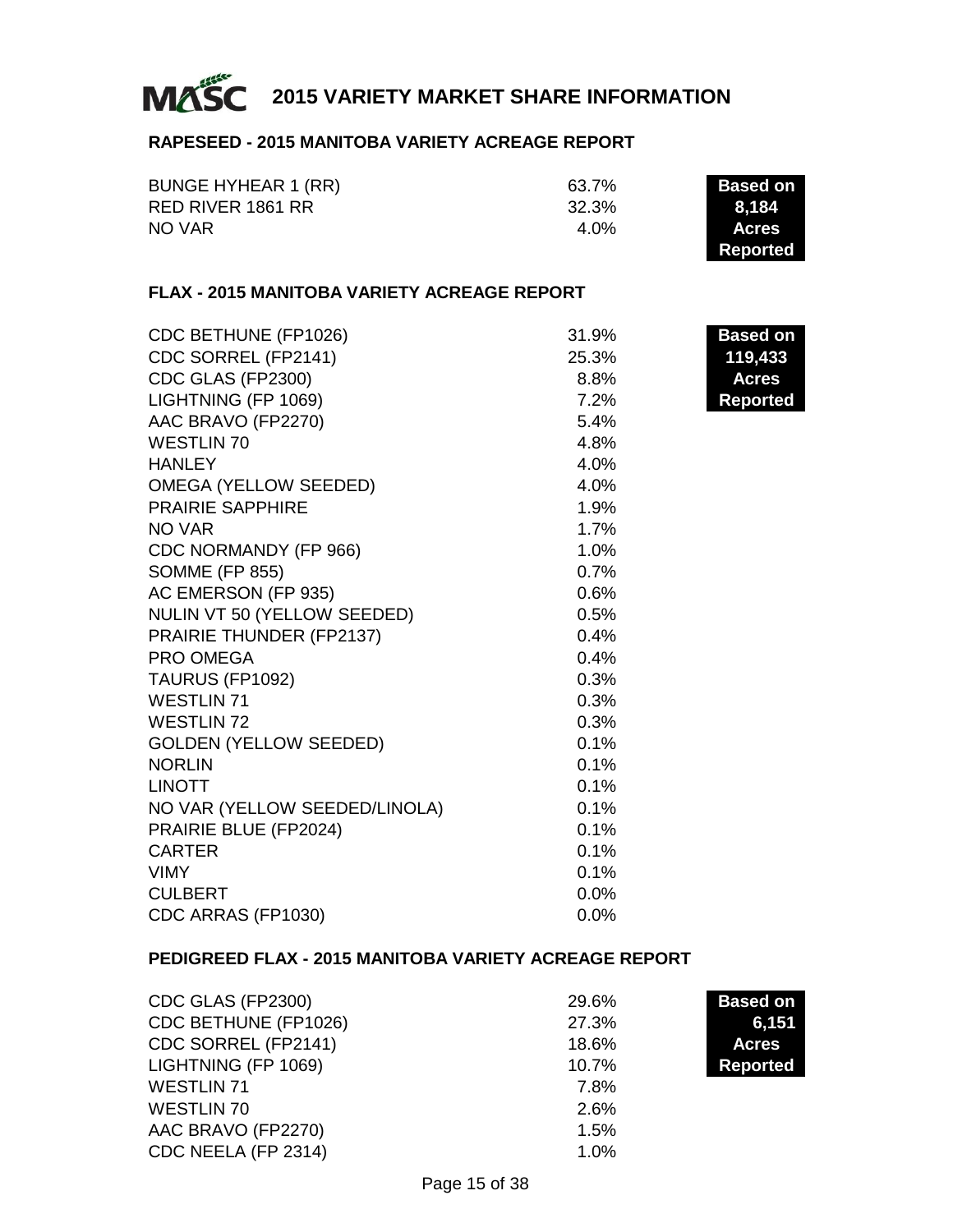# 2015 VARIETY MARKET SHARE INFORMATION

## RAPESEED - 2015 MANITOBA VARIETY ACREAGE REPORT

| Variety | Share |
|---|---|
| BUNGE HYHEAR 1 (RR) | 63.7% |
| RED RIVER 1861 RR | 32.3% |
| NO VAR | 4.0% |

**Based on 8,184 Acres Reported**

## FLAX - 2015 MANITOBA VARIETY ACREAGE REPORT

| Variety | Share |
|---|---|
| CDC BETHUNE (FP1026) | 31.9% |
| CDC SORREL (FP2141) | 25.3% |
| CDC GLAS (FP2300) | 8.8% |
| LIGHTNING (FP 1069) | 7.2% |
| AAC BRAVO (FP2270) | 5.4% |
| WESTLIN 70 | 4.8% |
| HANLEY | 4.0% |
| OMEGA (YELLOW SEEDED) | 4.0% |
| PRAIRIE SAPPHIRE | 1.9% |
| NO VAR | 1.7% |
| CDC NORMANDY (FP 966) | 1.0% |
| SOMME (FP 855) | 0.7% |
| AC EMERSON (FP 935) | 0.6% |
| NULIN VT 50 (YELLOW SEEDED) | 0.5% |
| PRAIRIE THUNDER (FP2137) | 0.4% |
| PRO OMEGA | 0.4% |
| TAURUS (FP1092) | 0.3% |
| WESTLIN 71 | 0.3% |
| WESTLIN 72 | 0.3% |
| GOLDEN (YELLOW SEEDED) | 0.1% |
| NORLIN | 0.1% |
| LINOTT | 0.1% |
| NO VAR (YELLOW SEEDED/LINOLA) | 0.1% |
| PRAIRIE BLUE (FP2024) | 0.1% |
| CARTER | 0.1% |
| VIMY | 0.1% |
| CULBERT | 0.0% |
| CDC ARRAS (FP1030) | 0.0% |

**Based on 119,433 Acres Reported**

## PEDIGREED FLAX - 2015 MANITOBA VARIETY ACREAGE REPORT

| Variety | Share |
|---|---|
| CDC GLAS (FP2300) | 29.6% |
| CDC BETHUNE (FP1026) | 27.3% |
| CDC SORREL (FP2141) | 18.6% |
| LIGHTNING (FP 1069) | 10.7% |
| WESTLIN 71 | 7.8% |
| WESTLIN 70 | 2.6% |
| AAC BRAVO (FP2270) | 1.5% |
| CDC NEELA (FP 2314) | 1.0% |

**Based on 6,151 Acres Reported**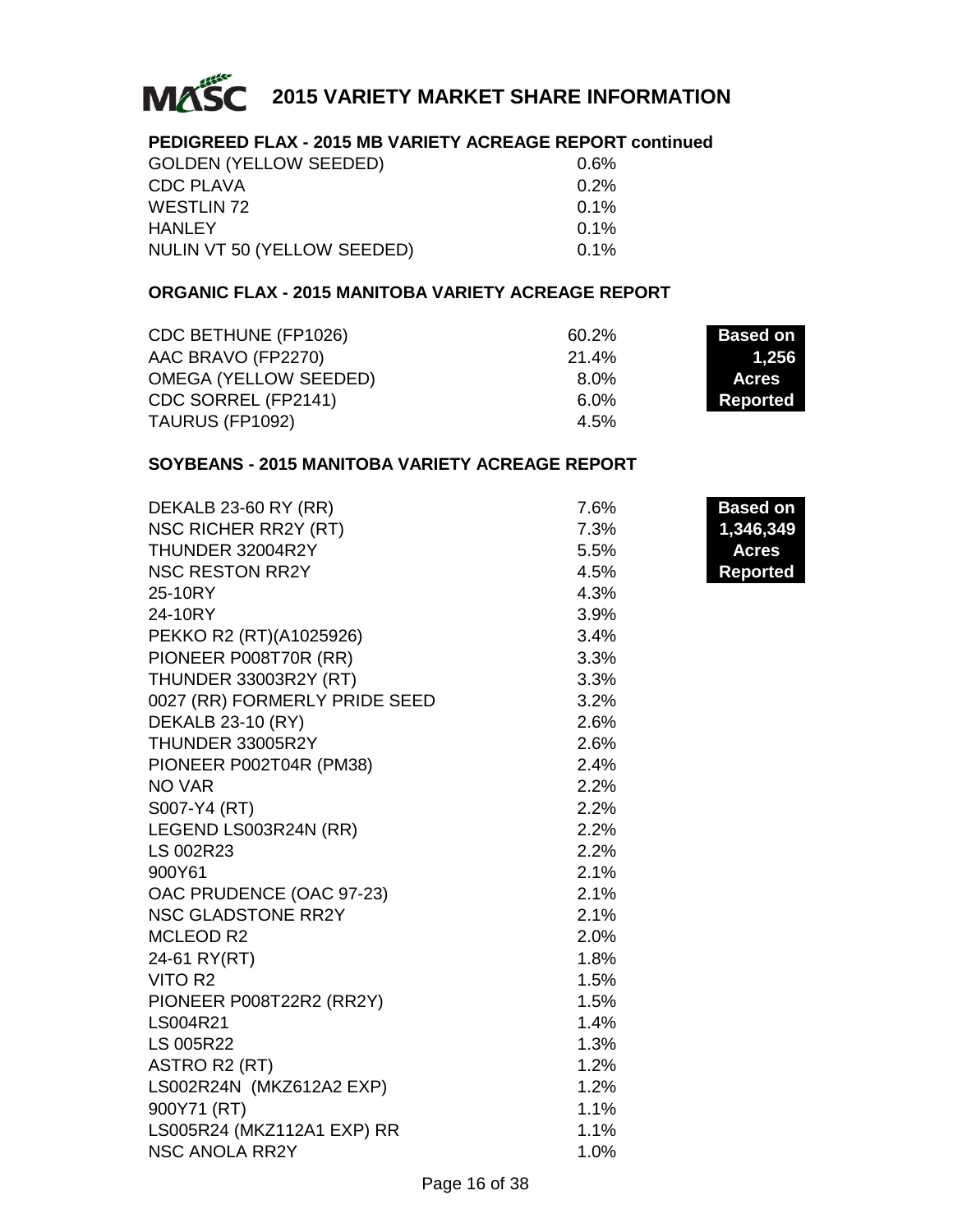# 2015 VARIETY MARKET SHARE INFORMATION

## PEDIGREED FLAX - 2015 MB VARIETY ACREAGE REPORT continued

| Variety | Share |
|---|---|
| GOLDEN (YELLOW SEEDED) | 0.6% |
| CDC PLAVA | 0.2% |
| WESTLIN 72 | 0.1% |
| HANLEY | 0.1% |
| NULIN VT 50 (YELLOW SEEDED) | 0.1% |

## ORGANIC FLAX - 2015 MANITOBA VARIETY ACREAGE REPORT

**Based on 1,256 Acres Reported**

| Variety | Share |
|---|---|
| CDC BETHUNE (FP1026) | 60.2% |
| AAC BRAVO (FP2270) | 21.4% |
| OMEGA (YELLOW SEEDED) | 8.0% |
| CDC SORREL (FP2141) | 6.0% |
| TAURUS (FP1092) | 4.5% |

## SOYBEANS - 2015 MANITOBA VARIETY ACREAGE REPORT

**Based on 1,346,349 Acres Reported**

| Variety | Share |
|---|---|
| DEKALB 23-60 RY (RR) | 7.6% |
| NSC RICHER RR2Y (RT) | 7.3% |
| THUNDER 32004R2Y | 5.5% |
| NSC RESTON RR2Y | 4.5% |
| 25-10RY | 4.3% |
| 24-10RY | 3.9% |
| PEKKO R2 (RT)(A1025926) | 3.4% |
| PIONEER P008T70R (RR) | 3.3% |
| THUNDER 33003R2Y (RT) | 3.3% |
| 0027 (RR) FORMERLY PRIDE SEED | 3.2% |
| DEKALB 23-10 (RY) | 2.6% |
| THUNDER 33005R2Y | 2.6% |
| PIONEER P002T04R (PM38) | 2.4% |
| NO VAR | 2.2% |
| S007-Y4 (RT) | 2.2% |
| LEGEND LS003R24N (RR) | 2.2% |
| LS 002R23 | 2.2% |
| 900Y61 | 2.1% |
| OAC PRUDENCE (OAC 97-23) | 2.1% |
| NSC GLADSTONE RR2Y | 2.1% |
| MCLEOD R2 | 2.0% |
| 24-61 RY(RT) | 1.8% |
| VITO R2 | 1.5% |
| PIONEER P008T22R2 (RR2Y) | 1.5% |
| LS004R21 | 1.4% |
| LS 005R22 | 1.3% |
| ASTRO R2 (RT) | 1.2% |
| LS002R24N (MKZ612A2 EXP) | 1.2% |
| 900Y71 (RT) | 1.1% |
| LS005R24 (MKZ112A1 EXP) RR | 1.1% |
| NSC ANOLA RR2Y | 1.0% |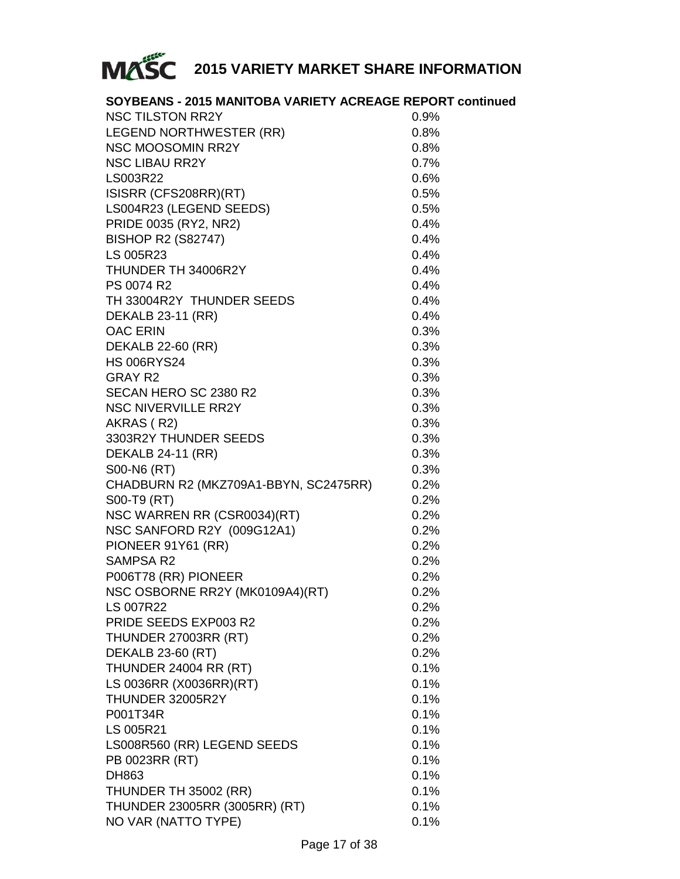# 2015 VARIETY MARKET SHARE INFORMATION

**SOYBEANS - 2015 MANITOBA VARIETY ACREAGE REPORT continued**

| Variety | Share |
|---|---|
| NSC TILSTON RR2Y | 0.9% |
| LEGEND NORTHWESTER (RR) | 0.8% |
| NSC MOOSOMIN RR2Y | 0.8% |
| NSC LIBAU RR2Y | 0.7% |
| LS003R22 | 0.6% |
| ISISRR (CFS208RR)(RT) | 0.5% |
| LS004R23 (LEGEND SEEDS) | 0.5% |
| PRIDE 0035 (RY2, NR2) | 0.4% |
| BISHOP R2 (S82747) | 0.4% |
| LS 005R23 | 0.4% |
| THUNDER TH 34006R2Y | 0.4% |
| PS 0074 R2 | 0.4% |
| TH 33004R2Y THUNDER SEEDS | 0.4% |
| DEKALB 23-11 (RR) | 0.4% |
| OAC ERIN | 0.3% |
| DEKALB 22-60 (RR) | 0.3% |
| HS 006RYS24 | 0.3% |
| GRAY R2 | 0.3% |
| SECAN HERO SC 2380 R2 | 0.3% |
| NSC NIVERVILLE RR2Y | 0.3% |
| AKRAS ( R2) | 0.3% |
| 3303R2Y THUNDER SEEDS | 0.3% |
| DEKALB 24-11 (RR) | 0.3% |
| S00-N6 (RT) | 0.3% |
| CHADBURN R2 (MKZ709A1-BBYN, SC2475RR) | 0.2% |
| S00-T9 (RT) | 0.2% |
| NSC WARREN RR (CSR0034)(RT) | 0.2% |
| NSC SANFORD R2Y (009G12A1) | 0.2% |
| PIONEER 91Y61 (RR) | 0.2% |
| SAMPSA R2 | 0.2% |
| P006T78 (RR) PIONEER | 0.2% |
| NSC OSBORNE RR2Y (MK0109A4)(RT) | 0.2% |
| LS 007R22 | 0.2% |
| PRIDE SEEDS EXP003 R2 | 0.2% |
| THUNDER 27003RR (RT) | 0.2% |
| DEKALB 23-60 (RT) | 0.2% |
| THUNDER 24004 RR (RT) | 0.1% |
| LS 0036RR (X0036RR)(RT) | 0.1% |
| THUNDER 32005R2Y | 0.1% |
| P001T34R | 0.1% |
| LS 005R21 | 0.1% |
| LS008R560 (RR) LEGEND SEEDS | 0.1% |
| PB 0023RR (RT) | 0.1% |
| DH863 | 0.1% |
| THUNDER TH 35002 (RR) | 0.1% |
| THUNDER 23005RR (3005RR) (RT) | 0.1% |
| NO VAR (NATTO TYPE) | 0.1% |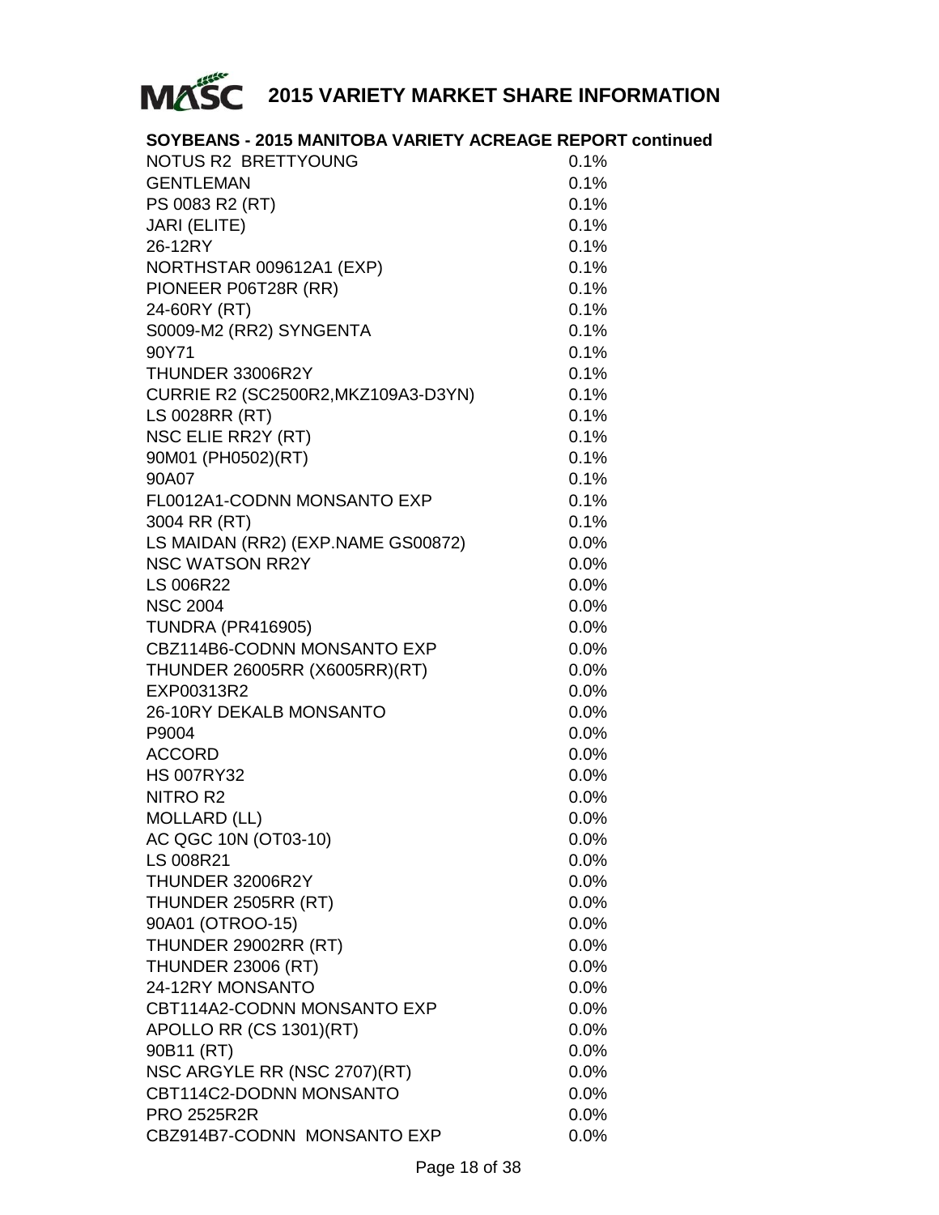# 2015 VARIETY MARKET SHARE INFORMATION

**SOYBEANS - 2015 MANITOBA VARIETY ACREAGE REPORT continued**

| Variety | Share |
|---|---|
| NOTUS R2 BRETTYOUNG | 0.1% |
| GENTLEMAN | 0.1% |
| PS 0083 R2 (RT) | 0.1% |
| JARI (ELITE) | 0.1% |
| 26-12RY | 0.1% |
| NORTHSTAR 009612A1 (EXP) | 0.1% |
| PIONEER P06T28R (RR) | 0.1% |
| 24-60RY (RT) | 0.1% |
| S0009-M2 (RR2) SYNGENTA | 0.1% |
| 90Y71 | 0.1% |
| THUNDER 33006R2Y | 0.1% |
| CURRIE R2 (SC2500R2,MKZ109A3-D3YN) | 0.1% |
| LS 0028RR (RT) | 0.1% |
| NSC ELIE RR2Y (RT) | 0.1% |
| 90M01 (PH0502)(RT) | 0.1% |
| 90A07 | 0.1% |
| FL0012A1-CODNN MONSANTO EXP | 0.1% |
| 3004 RR (RT) | 0.1% |
| LS MAIDAN (RR2) (EXP.NAME GS00872) | 0.0% |
| NSC WATSON RR2Y | 0.0% |
| LS 006R22 | 0.0% |
| NSC 2004 | 0.0% |
| TUNDRA (PR416905) | 0.0% |
| CBZ114B6-CODNN MONSANTO EXP | 0.0% |
| THUNDER 26005RR (X6005RR)(RT) | 0.0% |
| EXP00313R2 | 0.0% |
| 26-10RY DEKALB MONSANTO | 0.0% |
| P9004 | 0.0% |
| ACCORD | 0.0% |
| HS 007RY32 | 0.0% |
| NITRO R2 | 0.0% |
| MOLLARD (LL) | 0.0% |
| AC QGC 10N (OT03-10) | 0.0% |
| LS 008R21 | 0.0% |
| THUNDER 32006R2Y | 0.0% |
| THUNDER 2505RR (RT) | 0.0% |
| 90A01 (OTROO-15) | 0.0% |
| THUNDER 29002RR (RT) | 0.0% |
| THUNDER 23006 (RT) | 0.0% |
| 24-12RY MONSANTO | 0.0% |
| CBT114A2-CODNN MONSANTO EXP | 0.0% |
| APOLLO RR (CS 1301)(RT) | 0.0% |
| 90B11 (RT) | 0.0% |
| NSC ARGYLE RR (NSC 2707)(RT) | 0.0% |
| CBT114C2-DODNN MONSANTO | 0.0% |
| PRO 2525R2R | 0.0% |
| CBZ914B7-CODNN MONSANTO EXP | 0.0% |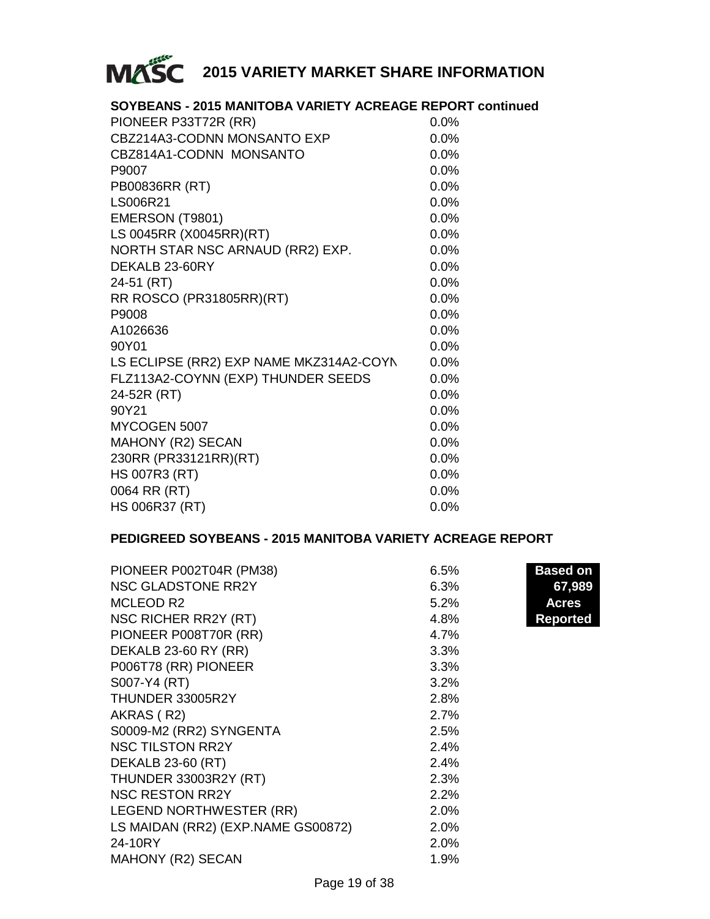# 2015 VARIETY MARKET SHARE INFORMATION

## SOYBEANS - 2015 MANITOBA VARIETY ACREAGE REPORT continued

| Variety | Share |
|---|---|
| PIONEER P33T72R (RR) | 0.0% |
| CBZ214A3-CODNN MONSANTO EXP | 0.0% |
| CBZ814A1-CODNN MONSANTO | 0.0% |
| P9007 | 0.0% |
| PB00836RR (RT) | 0.0% |
| LS006R21 | 0.0% |
| EMERSON (T9801) | 0.0% |
| LS 0045RR (X0045RR)(RT) | 0.0% |
| NORTH STAR NSC ARNAUD (RR2) EXP. | 0.0% |
| DEKALB 23-60RY | 0.0% |
| 24-51 (RT) | 0.0% |
| RR ROSCO (PR31805RR)(RT) | 0.0% |
| P9008 | 0.0% |
| A1026636 | 0.0% |
| 90Y01 | 0.0% |
| LS ECLIPSE (RR2) EXP NAME MKZ314A2-COYN | 0.0% |
| FLZ113A2-COYNN (EXP) THUNDER SEEDS | 0.0% |
| 24-52R (RT) | 0.0% |
| 90Y21 | 0.0% |
| MYCOGEN 5007 | 0.0% |
| MAHONY (R2) SECAN | 0.0% |
| 230RR (PR33121RR)(RT) | 0.0% |
| HS 007R3 (RT) | 0.0% |
| 0064 RR (RT) | 0.0% |
| HS 006R37 (RT) | 0.0% |

## PEDIGREED SOYBEANS - 2015 MANITOBA VARIETY ACREAGE REPORT

**Based on 67,989 Acres Reported**

| Variety | Share |
|---|---|
| PIONEER P002T04R (PM38) | 6.5% |
| NSC GLADSTONE RR2Y | 6.3% |
| MCLEOD R2 | 5.2% |
| NSC RICHER RR2Y (RT) | 4.8% |
| PIONEER P008T70R (RR) | 4.7% |
| DEKALB 23-60 RY (RR) | 3.3% |
| P006T78 (RR) PIONEER | 3.3% |
| S007-Y4 (RT) | 3.2% |
| THUNDER 33005R2Y | 2.8% |
| AKRAS ( R2) | 2.7% |
| S0009-M2 (RR2) SYNGENTA | 2.5% |
| NSC TILSTON RR2Y | 2.4% |
| DEKALB 23-60 (RT) | 2.4% |
| THUNDER 33003R2Y (RT) | 2.3% |
| NSC RESTON RR2Y | 2.2% |
| LEGEND NORTHWESTER (RR) | 2.0% |
| LS MAIDAN (RR2) (EXP.NAME GS00872) | 2.0% |
| 24-10RY | 2.0% |
| MAHONY (R2) SECAN | 1.9% |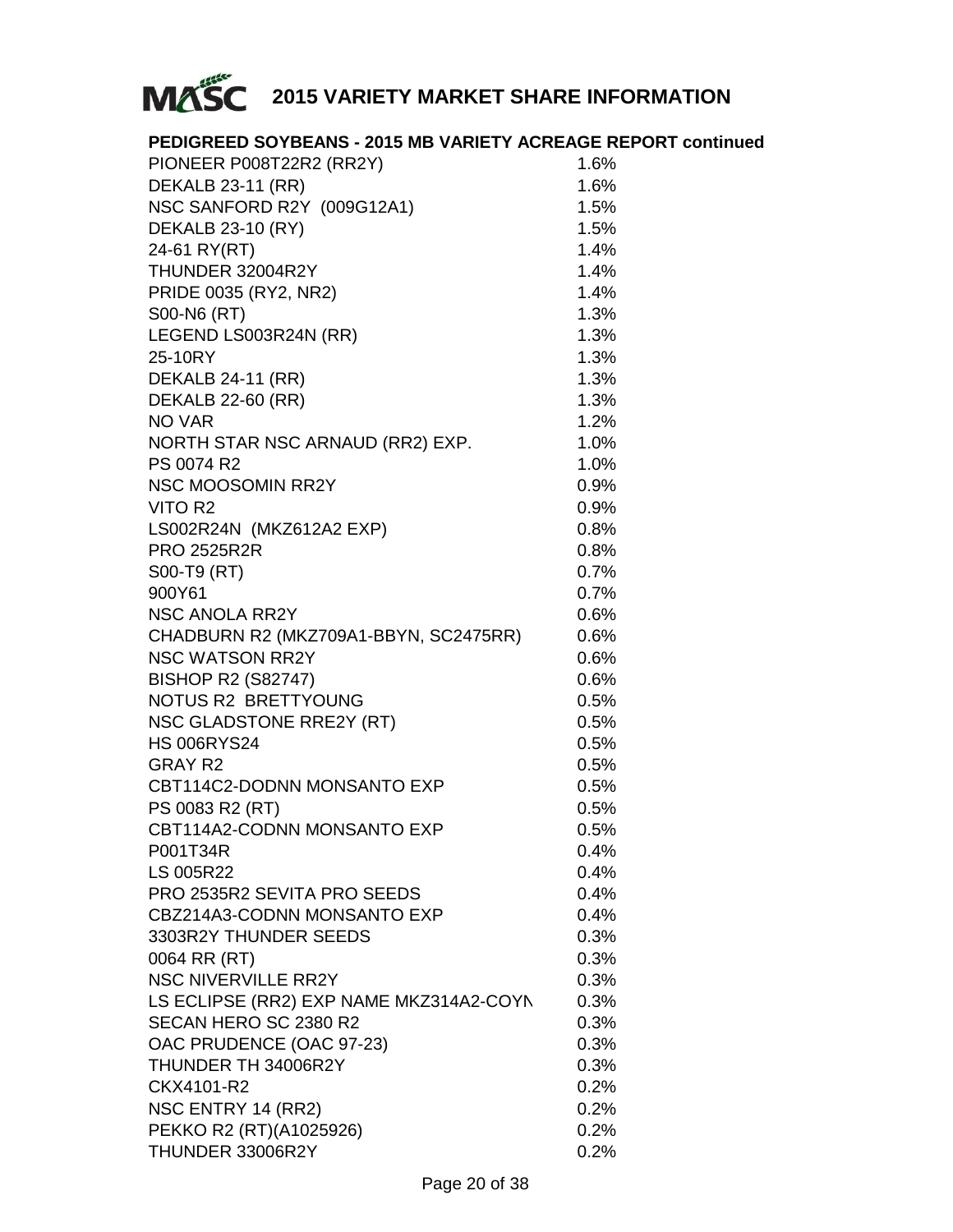# 2015 VARIETY MARKET SHARE INFORMATION

## PEDIGREED SOYBEANS - 2015 MB VARIETY ACREAGE REPORT continued

| | |
|---|---|
| PIONEER P008T22R2 (RR2Y) | 1.6% |
| DEKALB 23-11 (RR) | 1.6% |
| NSC SANFORD R2Y (009G12A1) | 1.5% |
| DEKALB 23-10 (RY) | 1.5% |
| 24-61 RY(RT) | 1.4% |
| THUNDER 32004R2Y | 1.4% |
| PRIDE 0035 (RY2, NR2) | 1.4% |
| S00-N6 (RT) | 1.3% |
| LEGEND LS003R24N (RR) | 1.3% |
| 25-10RY | 1.3% |
| DEKALB 24-11 (RR) | 1.3% |
| DEKALB 22-60 (RR) | 1.3% |
| NO VAR | 1.2% |
| NORTH STAR NSC ARNAUD (RR2) EXP. | 1.0% |
| PS 0074 R2 | 1.0% |
| NSC MOOSOMIN RR2Y | 0.9% |
| VITO R2 | 0.9% |
| LS002R24N (MKZ612A2 EXP) | 0.8% |
| PRO 2525R2R | 0.8% |
| S00-T9 (RT) | 0.7% |
| 900Y61 | 0.7% |
| NSC ANOLA RR2Y | 0.6% |
| CHADBURN R2 (MKZ709A1-BBYN, SC2475RR) | 0.6% |
| NSC WATSON RR2Y | 0.6% |
| BISHOP R2 (S82747) | 0.6% |
| NOTUS R2 BRETTYOUNG | 0.5% |
| NSC GLADSTONE RRE2Y (RT) | 0.5% |
| HS 006RYS24 | 0.5% |
| GRAY R2 | 0.5% |
| CBT114C2-DODNN MONSANTO EXP | 0.5% |
| PS 0083 R2 (RT) | 0.5% |
| CBT114A2-CODNN MONSANTO EXP | 0.5% |
| P001T34R | 0.4% |
| LS 005R22 | 0.4% |
| PRO 2535R2 SEVITA PRO SEEDS | 0.4% |
| CBZ214A3-CODNN MONSANTO EXP | 0.4% |
| 3303R2Y THUNDER SEEDS | 0.3% |
| 0064 RR (RT) | 0.3% |
| NSC NIVERVILLE RR2Y | 0.3% |
| LS ECLIPSE (RR2) EXP NAME MKZ314A2-COYN | 0.3% |
| SECAN HERO SC 2380 R2 | 0.3% |
| OAC PRUDENCE (OAC 97-23) | 0.3% |
| THUNDER TH 34006R2Y | 0.3% |
| CKX4101-R2 | 0.2% |
| NSC ENTRY 14 (RR2) | 0.2% |
| PEKKO R2 (RT)(A1025926) | 0.2% |
| THUNDER 33006R2Y | 0.2% |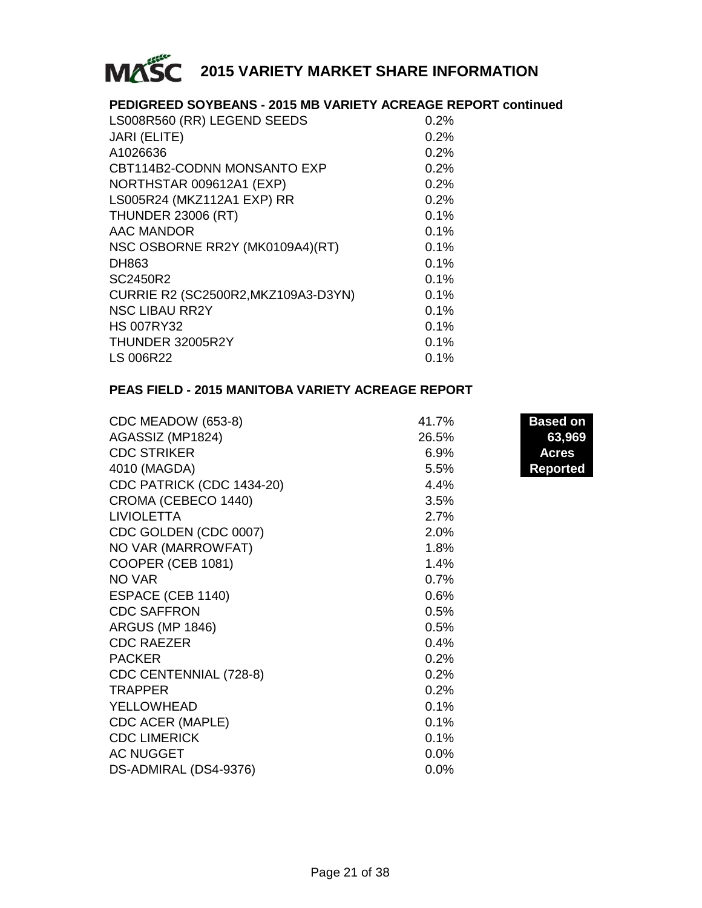# 2015 VARIETY MARKET SHARE INFORMATION

## PEDIGREED SOYBEANS - 2015 MB VARIETY ACREAGE REPORT continued

| Variety | Share |
|---|---|
| LS008R560 (RR) LEGEND SEEDS | 0.2% |
| JARI (ELITE) | 0.2% |
| A1026636 | 0.2% |
| CBT114B2-CODNN MONSANTO EXP | 0.2% |
| NORTHSTAR 009612A1 (EXP) | 0.2% |
| LS005R24 (MKZ112A1 EXP) RR | 0.2% |
| THUNDER 23006 (RT) | 0.1% |
| AAC MANDOR | 0.1% |
| NSC OSBORNE RR2Y (MK0109A4)(RT) | 0.1% |
| DH863 | 0.1% |
| SC2450R2 | 0.1% |
| CURRIE R2 (SC2500R2,MKZ109A3-D3YN) | 0.1% |
| NSC LIBAU RR2Y | 0.1% |
| HS 007RY32 | 0.1% |
| THUNDER 32005R2Y | 0.1% |
| LS 006R22 | 0.1% |

## PEAS FIELD - 2015 MANITOBA VARIETY ACREAGE REPORT

**Based on 63,969 Acres Reported**

| Variety | Share |
|---|---|
| CDC MEADOW (653-8) | 41.7% |
| AGASSIZ (MP1824) | 26.5% |
| CDC STRIKER | 6.9% |
| 4010 (MAGDA) | 5.5% |
| CDC PATRICK (CDC 1434-20) | 4.4% |
| CROMA (CEBECO 1440) | 3.5% |
| LIVIOLETTA | 2.7% |
| CDC GOLDEN (CDC 0007) | 2.0% |
| NO VAR (MARROWFAT) | 1.8% |
| COOPER (CEB 1081) | 1.4% |
| NO VAR | 0.7% |
| ESPACE (CEB 1140) | 0.6% |
| CDC SAFFRON | 0.5% |
| ARGUS (MP 1846) | 0.5% |
| CDC RAEZER | 0.4% |
| PACKER | 0.2% |
| CDC CENTENNIAL (728-8) | 0.2% |
| TRAPPER | 0.2% |
| YELLOWHEAD | 0.1% |
| CDC ACER (MAPLE) | 0.1% |
| CDC LIMERICK | 0.1% |
| AC NUGGET | 0.0% |
| DS-ADMIRAL (DS4-9376) | 0.0% |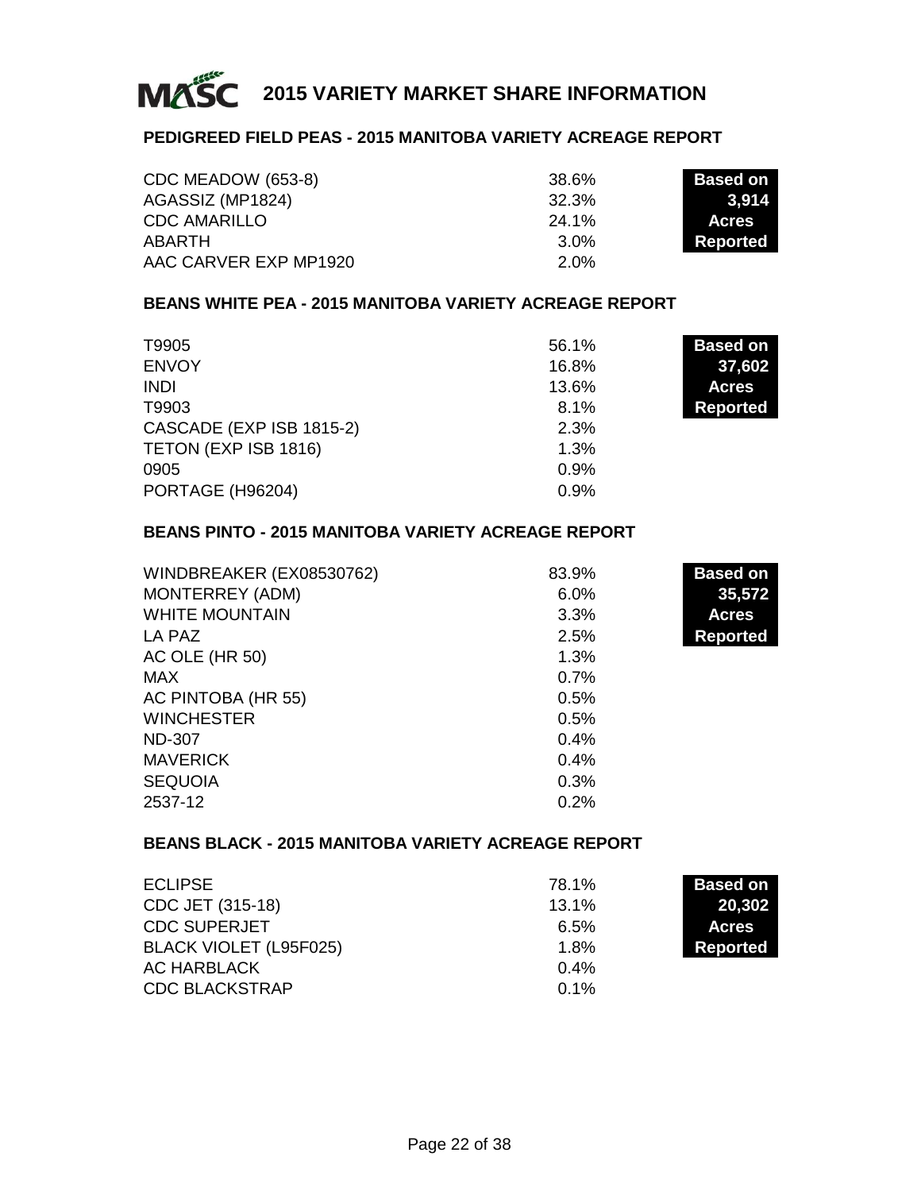# 2015 VARIETY MARKET SHARE INFORMATION

## PEDIGREED FIELD PEAS - 2015 MANITOBA VARIETY ACREAGE REPORT

| Variety | Share |
|---|---|
| CDC MEADOW (653-8) | 38.6% |
| AGASSIZ (MP1824) | 32.3% |
| CDC AMARILLO | 24.1% |
| ABARTH | 3.0% |
| AAC CARVER EXP MP1920 | 2.0% |

**Based on 3,914 Acres Reported**

## BEANS WHITE PEA - 2015 MANITOBA VARIETY ACREAGE REPORT

| Variety | Share |
|---|---|
| T9905 | 56.1% |
| ENVOY | 16.8% |
| INDI | 13.6% |
| T9903 | 8.1% |
| CASCADE (EXP ISB 1815-2) | 2.3% |
| TETON (EXP ISB 1816) | 1.3% |
| 0905 | 0.9% |
| PORTAGE (H96204) | 0.9% |

**Based on 37,602 Acres Reported**

## BEANS PINTO - 2015 MANITOBA VARIETY ACREAGE REPORT

| Variety | Share |
|---|---|
| WINDBREAKER (EX08530762) | 83.9% |
| MONTERREY (ADM) | 6.0% |
| WHITE MOUNTAIN | 3.3% |
| LA PAZ | 2.5% |
| AC OLE (HR 50) | 1.3% |
| MAX | 0.7% |
| AC PINTOBA (HR 55) | 0.5% |
| WINCHESTER | 0.5% |
| ND-307 | 0.4% |
| MAVERICK | 0.4% |
| SEQUOIA | 0.3% |
| 2537-12 | 0.2% |

**Based on 35,572 Acres Reported**

## BEANS BLACK - 2015 MANITOBA VARIETY ACREAGE REPORT

| Variety | Share |
|---|---|
| ECLIPSE | 78.1% |
| CDC JET (315-18) | 13.1% |
| CDC SUPERJET | 6.5% |
| BLACK VIOLET (L95F025) | 1.8% |
| AC HARBLACK | 0.4% |
| CDC BLACKSTRAP | 0.1% |

**Based on 20,302 Acres Reported**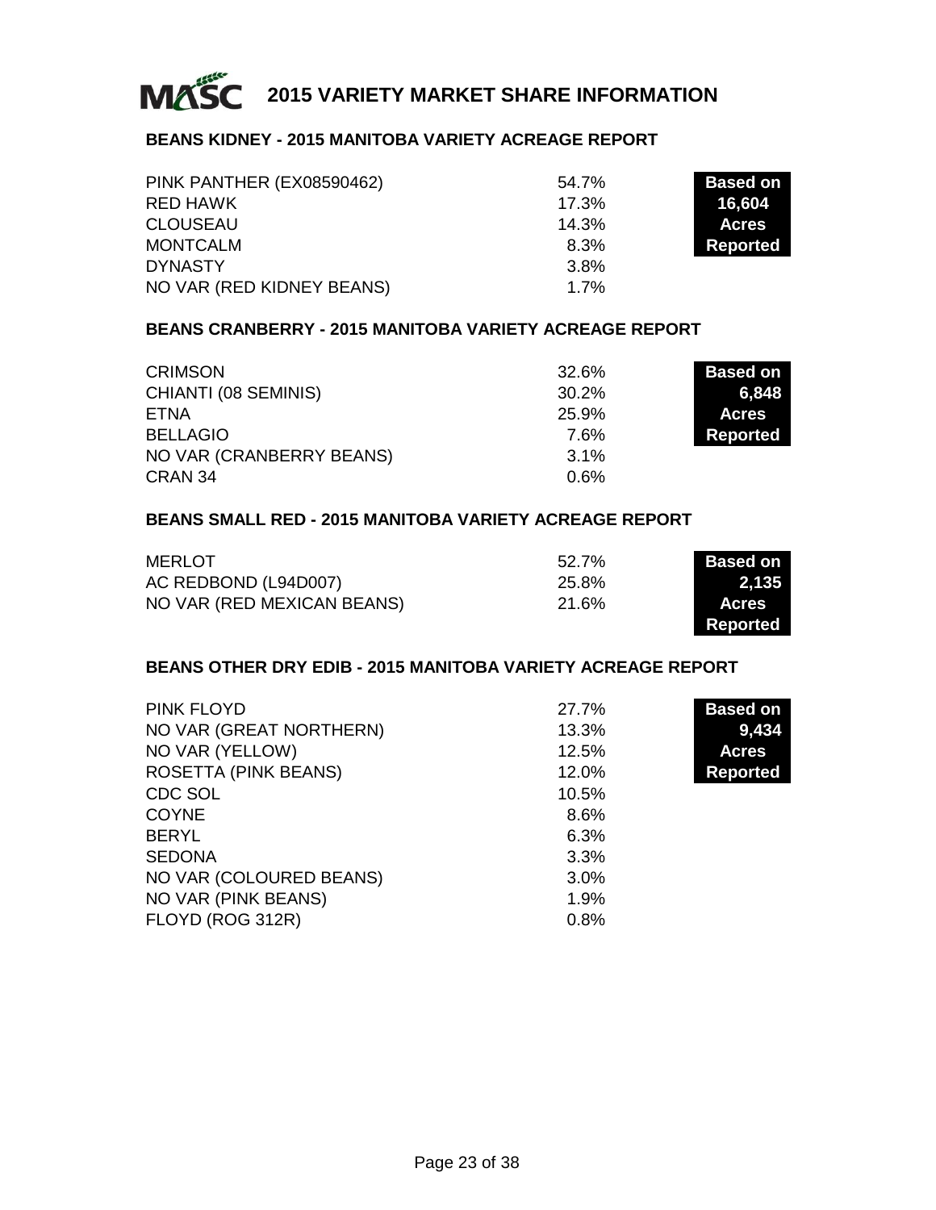# 2015 VARIETY MARKET SHARE INFORMATION

## BEANS KIDNEY - 2015 MANITOBA VARIETY ACREAGE REPORT

| Variety | Share |
|---|---|
| PINK PANTHER (EX08590462) | 54.7% |
| RED HAWK | 17.3% |
| CLOUSEAU | 14.3% |
| MONTCALM | 8.3% |
| DYNASTY | 3.8% |
| NO VAR (RED KIDNEY BEANS) | 1.7% |

**Based on 16,604 Acres Reported**

## BEANS CRANBERRY - 2015 MANITOBA VARIETY ACREAGE REPORT

| Variety | Share |
|---|---|
| CRIMSON | 32.6% |
| CHIANTI (08 SEMINIS) | 30.2% |
| ETNA | 25.9% |
| BELLAGIO | 7.6% |
| NO VAR (CRANBERRY BEANS) | 3.1% |
| CRAN 34 | 0.6% |

**Based on 6,848 Acres Reported**

## BEANS SMALL RED - 2015 MANITOBA VARIETY ACREAGE REPORT

| Variety | Share |
|---|---|
| MERLOT | 52.7% |
| AC REDBOND (L94D007) | 25.8% |
| NO VAR (RED MEXICAN BEANS) | 21.6% |

**Based on 2,135 Acres Reported**

## BEANS OTHER DRY EDIB - 2015 MANITOBA VARIETY ACREAGE REPORT

| Variety | Share |
|---|---|
| PINK FLOYD | 27.7% |
| NO VAR (GREAT NORTHERN) | 13.3% |
| NO VAR (YELLOW) | 12.5% |
| ROSETTA (PINK BEANS) | 12.0% |
| CDC SOL | 10.5% |
| COYNE | 8.6% |
| BERYL | 6.3% |
| SEDONA | 3.3% |
| NO VAR (COLOURED BEANS) | 3.0% |
| NO VAR (PINK BEANS) | 1.9% |
| FLOYD (ROG 312R) | 0.8% |

**Based on 9,434 Acres Reported**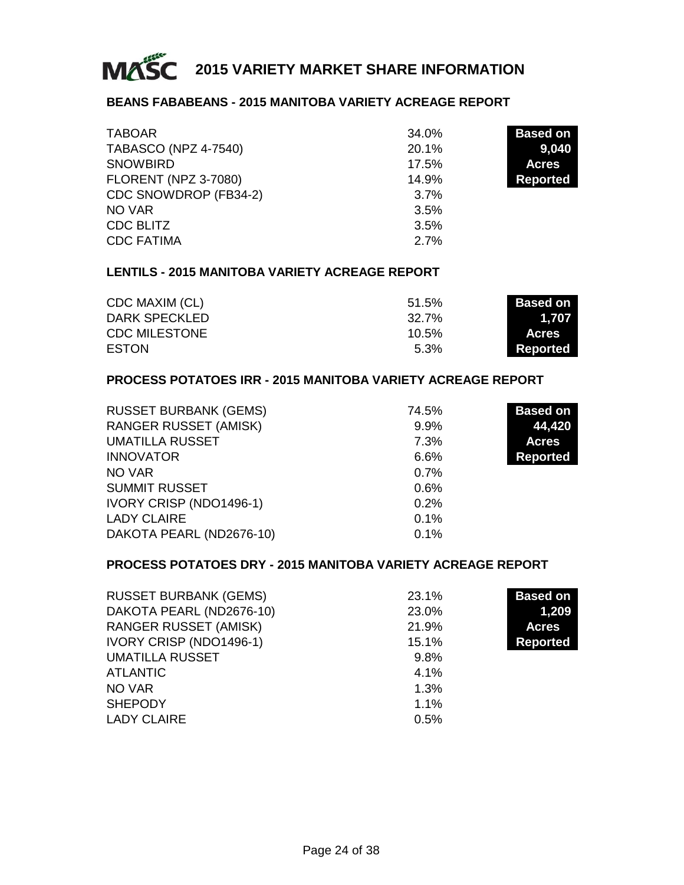# 2015 VARIETY MARKET SHARE INFORMATION

## BEANS FABABEANS - 2015 MANITOBA VARIETY ACREAGE REPORT

**Based on 9,040 Acres Reported**

| Variety | Share |
|---|---|
| TABOAR | 34.0% |
| TABASCO (NPZ 4-7540) | 20.1% |
| SNOWBIRD | 17.5% |
| FLORENT (NPZ 3-7080) | 14.9% |
| CDC SNOWDROP (FB34-2) | 3.7% |
| NO VAR | 3.5% |
| CDC BLITZ | 3.5% |
| CDC FATIMA | 2.7% |

## LENTILS - 2015 MANITOBA VARIETY ACREAGE REPORT

**Based on 1,707 Acres Reported**

| Variety | Share |
|---|---|
| CDC MAXIM (CL) | 51.5% |
| DARK SPECKLED | 32.7% |
| CDC MILESTONE | 10.5% |
| ESTON | 5.3% |

## PROCESS POTATOES IRR - 2015 MANITOBA VARIETY ACREAGE REPORT

**Based on 44,420 Acres Reported**

| Variety | Share |
|---|---|
| RUSSET BURBANK (GEMS) | 74.5% |
| RANGER RUSSET (AMISK) | 9.9% |
| UMATILLA RUSSET | 7.3% |
| INNOVATOR | 6.6% |
| NO VAR | 0.7% |
| SUMMIT RUSSET | 0.6% |
| IVORY CRISP (NDO1496-1) | 0.2% |
| LADY CLAIRE | 0.1% |
| DAKOTA PEARL (ND2676-10) | 0.1% |

## PROCESS POTATOES DRY - 2015 MANITOBA VARIETY ACREAGE REPORT

**Based on 1,209 Acres Reported**

| Variety | Share |
|---|---|
| RUSSET BURBANK (GEMS) | 23.1% |
| DAKOTA PEARL (ND2676-10) | 23.0% |
| RANGER RUSSET (AMISK) | 21.9% |
| IVORY CRISP (NDO1496-1) | 15.1% |
| UMATILLA RUSSET | 9.8% |
| ATLANTIC | 4.1% |
| NO VAR | 1.3% |
| SHEPODY | 1.1% |
| LADY CLAIRE | 0.5% |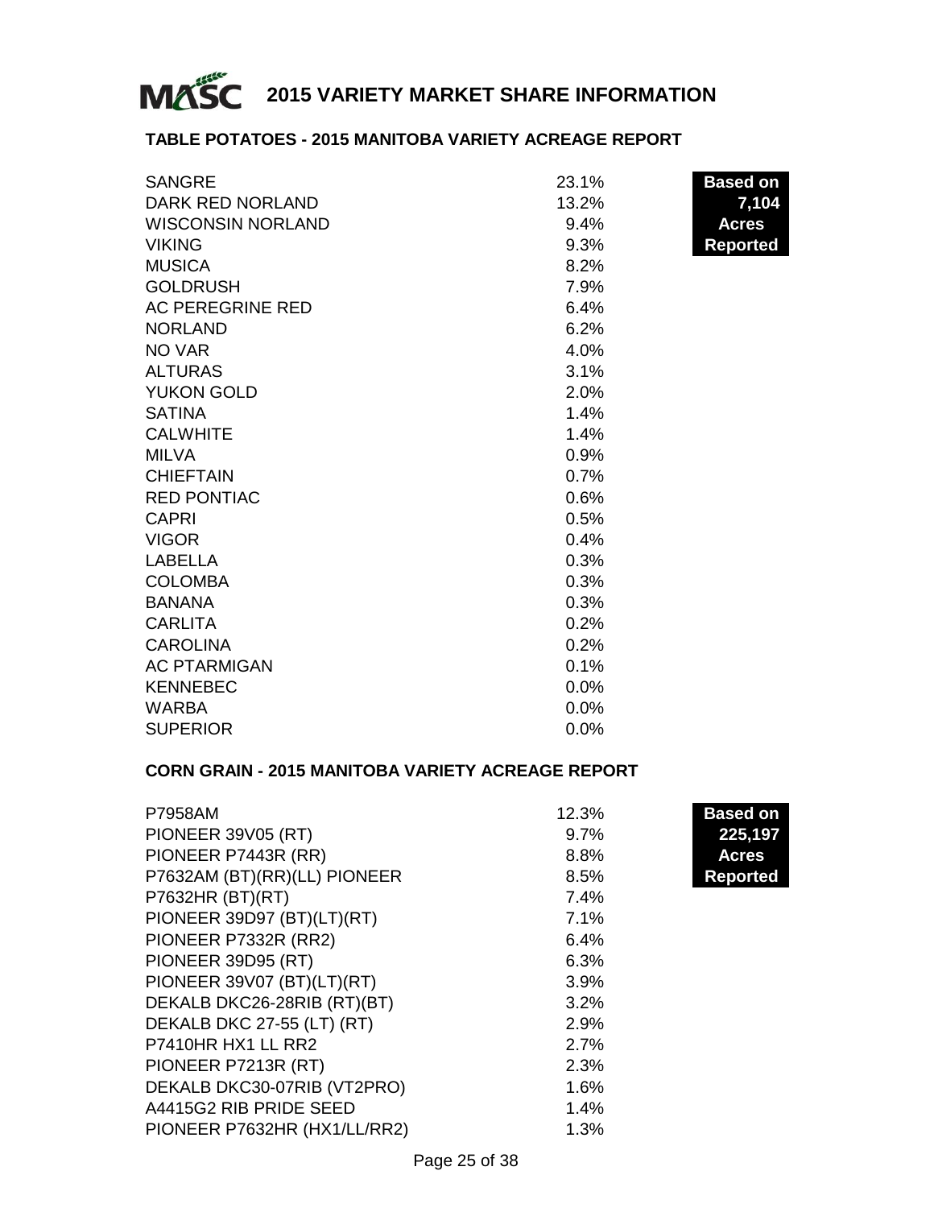# 2015 VARIETY MARKET SHARE INFORMATION

## TABLE POTATOES - 2015 MANITOBA VARIETY ACREAGE REPORT

**Based on 7,104 Acres Reported**

| Variety | Share |
|---|---|
| SANGRE | 23.1% |
| DARK RED NORLAND | 13.2% |
| WISCONSIN NORLAND | 9.4% |
| VIKING | 9.3% |
| MUSICA | 8.2% |
| GOLDRUSH | 7.9% |
| AC PEREGRINE RED | 6.4% |
| NORLAND | 6.2% |
| NO VAR | 4.0% |
| ALTURAS | 3.1% |
| YUKON GOLD | 2.0% |
| SATINA | 1.4% |
| CALWHITE | 1.4% |
| MILVA | 0.9% |
| CHIEFTAIN | 0.7% |
| RED PONTIAC | 0.6% |
| CAPRI | 0.5% |
| VIGOR | 0.4% |
| LABELLA | 0.3% |
| COLOMBA | 0.3% |
| BANANA | 0.3% |
| CARLITA | 0.2% |
| CAROLINA | 0.2% |
| AC PTARMIGAN | 0.1% |
| KENNEBEC | 0.0% |
| WARBA | 0.0% |
| SUPERIOR | 0.0% |

## CORN GRAIN - 2015 MANITOBA VARIETY ACREAGE REPORT

**Based on 225,197 Acres Reported**

| Variety | Share |
|---|---|
| P7958AM | 12.3% |
| PIONEER 39V05 (RT) | 9.7% |
| PIONEER P7443R (RR) | 8.8% |
| P7632AM (BT)(RR)(LL) PIONEER | 8.5% |
| P7632HR (BT)(RT) | 7.4% |
| PIONEER 39D97 (BT)(LT)(RT) | 7.1% |
| PIONEER P7332R (RR2) | 6.4% |
| PIONEER 39D95 (RT) | 6.3% |
| PIONEER 39V07 (BT)(LT)(RT) | 3.9% |
| DEKALB DKC26-28RIB (RT)(BT) | 3.2% |
| DEKALB DKC 27-55 (LT) (RT) | 2.9% |
| P7410HR HX1 LL RR2 | 2.7% |
| PIONEER P7213R (RT) | 2.3% |
| DEKALB DKC30-07RIB (VT2PRO) | 1.6% |
| A4415G2 RIB PRIDE SEED | 1.4% |
| PIONEER P7632HR (HX1/LL/RR2) | 1.3% |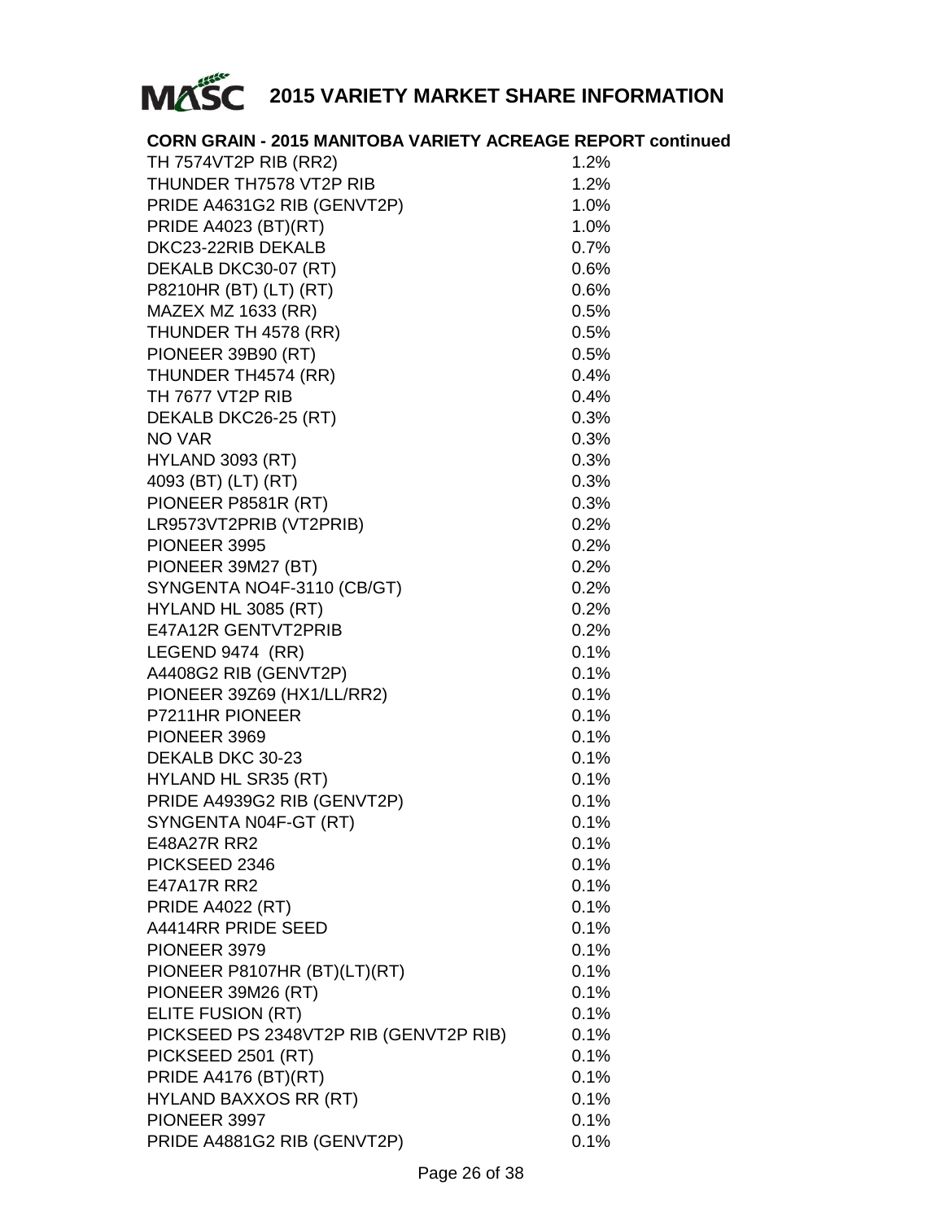# 2015 VARIETY MARKET SHARE INFORMATION

## CORN GRAIN - 2015 MANITOBA VARIETY ACREAGE REPORT continued

| | |
|---|---|
| TH 7574VT2P RIB (RR2) | 1.2% |
| THUNDER TH7578 VT2P RIB | 1.2% |
| PRIDE A4631G2 RIB (GENVT2P) | 1.0% |
| PRIDE A4023 (BT)(RT) | 1.0% |
| DKC23-22RIB DEKALB | 0.7% |
| DEKALB DKC30-07 (RT) | 0.6% |
| P8210HR (BT) (LT) (RT) | 0.6% |
| MAZEX MZ 1633 (RR) | 0.5% |
| THUNDER TH 4578 (RR) | 0.5% |
| PIONEER 39B90 (RT) | 0.5% |
| THUNDER TH4574 (RR) | 0.4% |
| TH 7677 VT2P RIB | 0.4% |
| DEKALB DKC26-25 (RT) | 0.3% |
| NO VAR | 0.3% |
| HYLAND 3093 (RT) | 0.3% |
| 4093 (BT) (LT) (RT) | 0.3% |
| PIONEER P8581R (RT) | 0.3% |
| LR9573VT2PRIB (VT2PRIB) | 0.2% |
| PIONEER 3995 | 0.2% |
| PIONEER 39M27 (BT) | 0.2% |
| SYNGENTA NO4F-3110 (CB/GT) | 0.2% |
| HYLAND HL 3085 (RT) | 0.2% |
| E47A12R GENTVT2PRIB | 0.2% |
| LEGEND 9474 (RR) | 0.1% |
| A4408G2 RIB (GENVT2P) | 0.1% |
| PIONEER 39Z69 (HX1/LL/RR2) | 0.1% |
| P7211HR PIONEER | 0.1% |
| PIONEER 3969 | 0.1% |
| DEKALB DKC 30-23 | 0.1% |
| HYLAND HL SR35 (RT) | 0.1% |
| PRIDE A4939G2 RIB (GENVT2P) | 0.1% |
| SYNGENTA N04F-GT (RT) | 0.1% |
| E48A27R RR2 | 0.1% |
| PICKSEED 2346 | 0.1% |
| E47A17R RR2 | 0.1% |
| PRIDE A4022 (RT) | 0.1% |
| A4414RR PRIDE SEED | 0.1% |
| PIONEER 3979 | 0.1% |
| PIONEER P8107HR (BT)(LT)(RT) | 0.1% |
| PIONEER 39M26 (RT) | 0.1% |
| ELITE FUSION (RT) | 0.1% |
| PICKSEED PS 2348VT2P RIB (GENVT2P RIB) | 0.1% |
| PICKSEED 2501 (RT) | 0.1% |
| PRIDE A4176 (BT)(RT) | 0.1% |
| HYLAND BAXXOS RR (RT) | 0.1% |
| PIONEER 3997 | 0.1% |
| PRIDE A4881G2 RIB (GENVT2P) | 0.1% |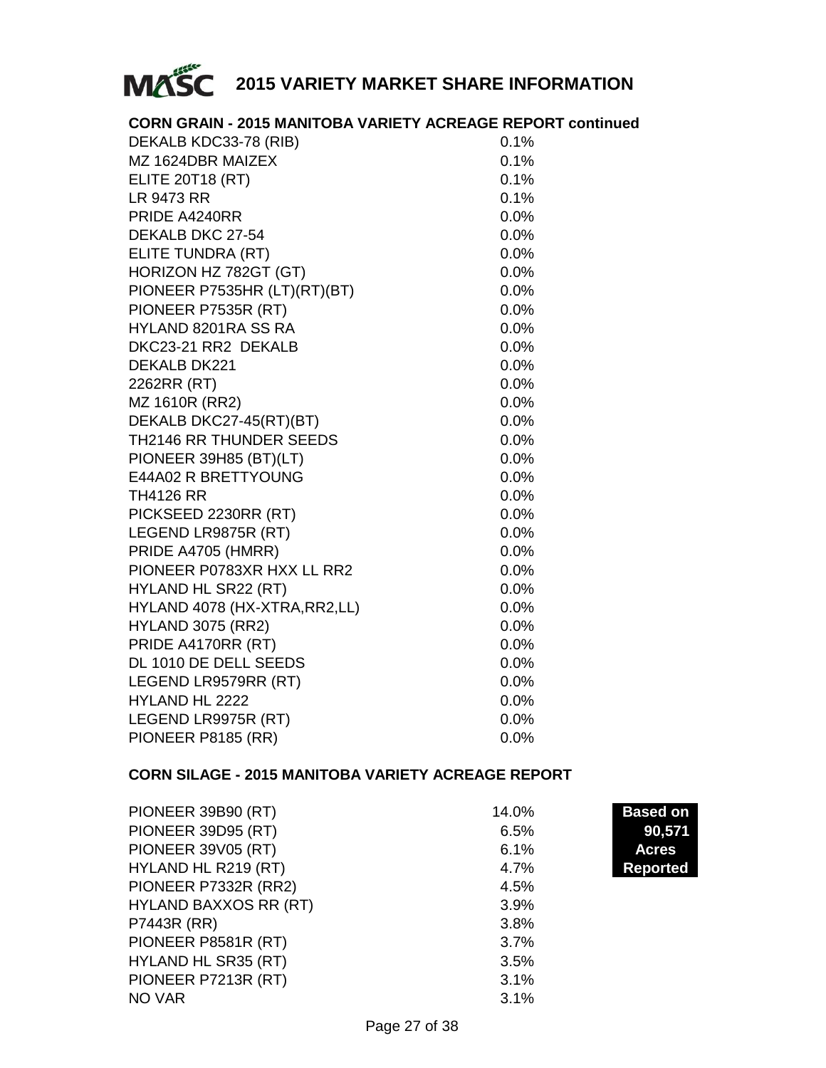# 2015 VARIETY MARKET SHARE INFORMATION

## CORN GRAIN - 2015 MANITOBA VARIETY ACREAGE REPORT continued

| Variety | Share |
|---|---|
| DEKALB KDC33-78 (RIB) | 0.1% |
| MZ 1624DBR MAIZEX | 0.1% |
| ELITE 20T18 (RT) | 0.1% |
| LR 9473 RR | 0.1% |
| PRIDE A4240RR | 0.0% |
| DEKALB DKC 27-54 | 0.0% |
| ELITE TUNDRA (RT) | 0.0% |
| HORIZON HZ 782GT (GT) | 0.0% |
| PIONEER P7535HR (LT)(RT)(BT) | 0.0% |
| PIONEER P7535R (RT) | 0.0% |
| HYLAND 8201RA SS RA | 0.0% |
| DKC23-21 RR2 DEKALB | 0.0% |
| DEKALB DK221 | 0.0% |
| 2262RR (RT) | 0.0% |
| MZ 1610R (RR2) | 0.0% |
| DEKALB DKC27-45(RT)(BT) | 0.0% |
| TH2146 RR THUNDER SEEDS | 0.0% |
| PIONEER 39H85 (BT)(LT) | 0.0% |
| E44A02 R BRETTYOUNG | 0.0% |
| TH4126 RR | 0.0% |
| PICKSEED 2230RR (RT) | 0.0% |
| LEGEND LR9875R (RT) | 0.0% |
| PRIDE A4705 (HMRR) | 0.0% |
| PIONEER P0783XR HXX LL RR2 | 0.0% |
| HYLAND HL SR22 (RT) | 0.0% |
| HYLAND 4078 (HX-XTRA,RR2,LL) | 0.0% |
| HYLAND 3075 (RR2) | 0.0% |
| PRIDE A4170RR (RT) | 0.0% |
| DL 1010 DE DELL SEEDS | 0.0% |
| LEGEND LR9579RR (RT) | 0.0% |
| HYLAND HL 2222 | 0.0% |
| LEGEND LR9975R (RT) | 0.0% |
| PIONEER P8185 (RR) | 0.0% |

## CORN SILAGE - 2015 MANITOBA VARIETY ACREAGE REPORT

**Based on 90,571 Acres Reported**

| Variety | Share |
|---|---|
| PIONEER 39B90 (RT) | 14.0% |
| PIONEER 39D95 (RT) | 6.5% |
| PIONEER 39V05 (RT) | 6.1% |
| HYLAND HL R219 (RT) | 4.7% |
| PIONEER P7332R (RR2) | 4.5% |
| HYLAND BAXXOS RR (RT) | 3.9% |
| P7443R (RR) | 3.8% |
| PIONEER P8581R (RT) | 3.7% |
| HYLAND HL SR35 (RT) | 3.5% |
| PIONEER P7213R (RT) | 3.1% |
| NO VAR | 3.1% |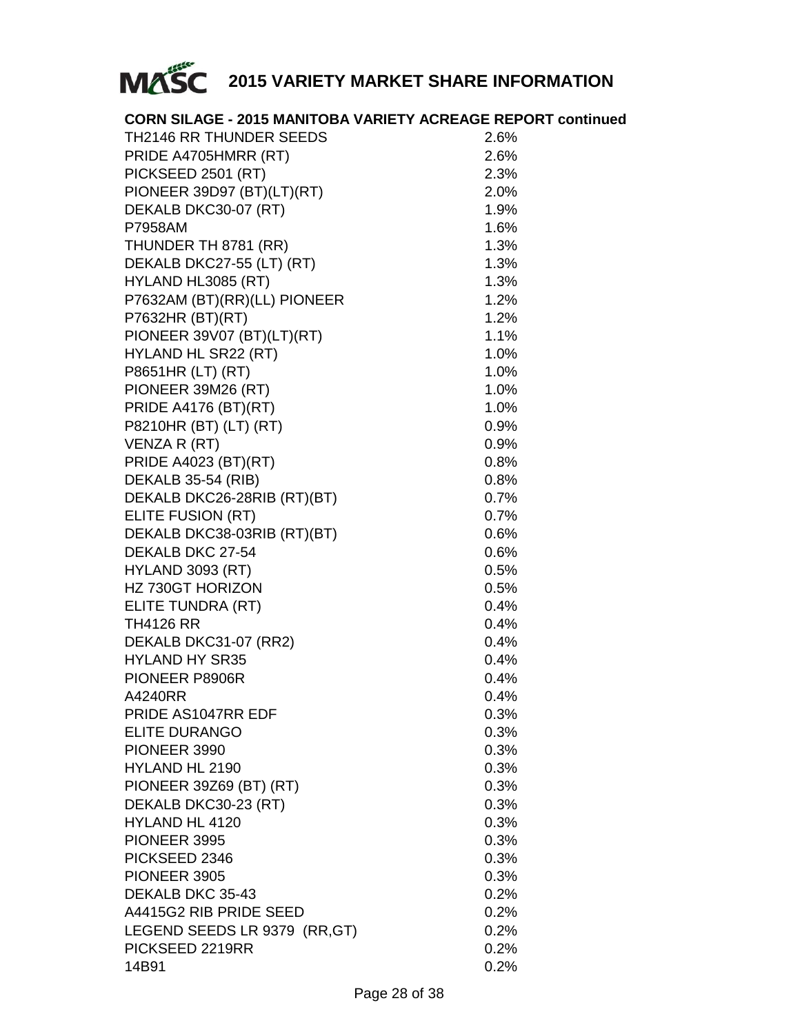# 2015 VARIETY MARKET SHARE INFORMATION

**CORN SILAGE - 2015 MANITOBA VARIETY ACREAGE REPORT continued**

| Variety | Share |
|---|---|
| TH2146 RR THUNDER SEEDS | 2.6% |
| PRIDE A4705HMRR (RT) | 2.6% |
| PICKSEED 2501 (RT) | 2.3% |
| PIONEER 39D97 (BT)(LT)(RT) | 2.0% |
| DEKALB DKC30-07 (RT) | 1.9% |
| P7958AM | 1.6% |
| THUNDER TH 8781 (RR) | 1.3% |
| DEKALB DKC27-55 (LT) (RT) | 1.3% |
| HYLAND HL3085 (RT) | 1.3% |
| P7632AM (BT)(RR)(LL) PIONEER | 1.2% |
| P7632HR (BT)(RT) | 1.2% |
| PIONEER 39V07 (BT)(LT)(RT) | 1.1% |
| HYLAND HL SR22 (RT) | 1.0% |
| P8651HR (LT) (RT) | 1.0% |
| PIONEER 39M26 (RT) | 1.0% |
| PRIDE A4176 (BT)(RT) | 1.0% |
| P8210HR (BT) (LT) (RT) | 0.9% |
| VENZA R (RT) | 0.9% |
| PRIDE A4023 (BT)(RT) | 0.8% |
| DEKALB 35-54 (RIB) | 0.8% |
| DEKALB DKC26-28RIB (RT)(BT) | 0.7% |
| ELITE FUSION (RT) | 0.7% |
| DEKALB DKC38-03RIB (RT)(BT) | 0.6% |
| DEKALB DKC 27-54 | 0.6% |
| HYLAND 3093 (RT) | 0.5% |
| HZ 730GT HORIZON | 0.5% |
| ELITE TUNDRA (RT) | 0.4% |
| TH4126 RR | 0.4% |
| DEKALB DKC31-07 (RR2) | 0.4% |
| HYLAND HY SR35 | 0.4% |
| PIONEER P8906R | 0.4% |
| A4240RR | 0.4% |
| PRIDE AS1047RR EDF | 0.3% |
| ELITE DURANGO | 0.3% |
| PIONEER 3990 | 0.3% |
| HYLAND HL 2190 | 0.3% |
| PIONEER 39Z69 (BT) (RT) | 0.3% |
| DEKALB DKC30-23 (RT) | 0.3% |
| HYLAND HL 4120 | 0.3% |
| PIONEER 3995 | 0.3% |
| PICKSEED 2346 | 0.3% |
| PIONEER 3905 | 0.3% |
| DEKALB DKC 35-43 | 0.2% |
| A4415G2 RIB PRIDE SEED | 0.2% |
| LEGEND SEEDS LR 9379 (RR,GT) | 0.2% |
| PICKSEED 2219RR | 0.2% |
| 14B91 | 0.2% |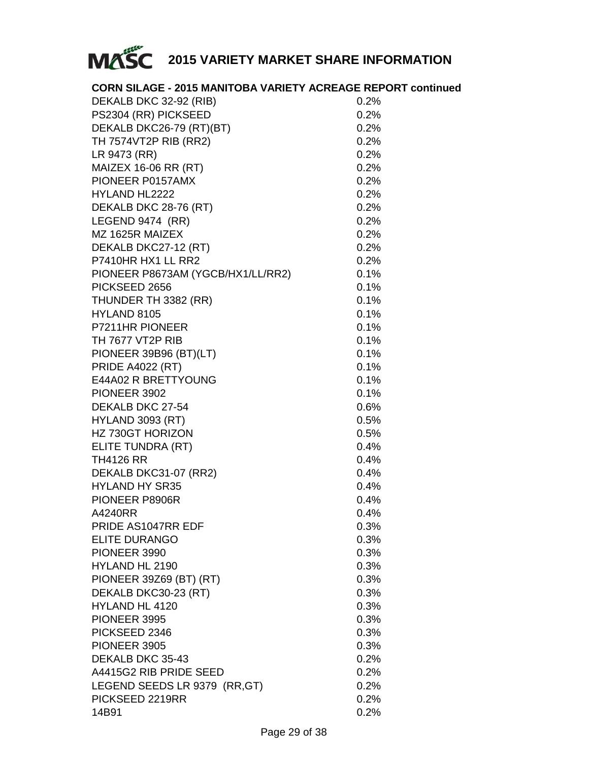# 2015 VARIETY MARKET SHARE INFORMATION

**CORN SILAGE - 2015 MANITOBA VARIETY ACREAGE REPORT continued**

| | |
|---|---|
| DEKALB DKC 32-92 (RIB) | 0.2% |
| PS2304 (RR) PICKSEED | 0.2% |
| DEKALB DKC26-79 (RT)(BT) | 0.2% |
| TH 7574VT2P RIB (RR2) | 0.2% |
| LR 9473 (RR) | 0.2% |
| MAIZEX 16-06 RR (RT) | 0.2% |
| PIONEER P0157AMX | 0.2% |
| HYLAND HL2222 | 0.2% |
| DEKALB DKC 28-76 (RT) | 0.2% |
| LEGEND 9474 (RR) | 0.2% |
| MZ 1625R MAIZEX | 0.2% |
| DEKALB DKC27-12 (RT) | 0.2% |
| P7410HR HX1 LL RR2 | 0.2% |
| PIONEER P8673AM (YGCB/HX1/LL/RR2) | 0.1% |
| PICKSEED 2656 | 0.1% |
| THUNDER TH 3382 (RR) | 0.1% |
| HYLAND 8105 | 0.1% |
| P7211HR PIONEER | 0.1% |
| TH 7677 VT2P RIB | 0.1% |
| PIONEER 39B96 (BT)(LT) | 0.1% |
| PRIDE A4022 (RT) | 0.1% |
| E44A02 R BRETTYOUNG | 0.1% |
| PIONEER 3902 | 0.1% |
| DEKALB DKC 27-54 | 0.6% |
| HYLAND 3093 (RT) | 0.5% |
| HZ 730GT HORIZON | 0.5% |
| ELITE TUNDRA (RT) | 0.4% |
| TH4126 RR | 0.4% |
| DEKALB DKC31-07 (RR2) | 0.4% |
| HYLAND HY SR35 | 0.4% |
| PIONEER P8906R | 0.4% |
| A4240RR | 0.4% |
| PRIDE AS1047RR EDF | 0.3% |
| ELITE DURANGO | 0.3% |
| PIONEER 3990 | 0.3% |
| HYLAND HL 2190 | 0.3% |
| PIONEER 39Z69 (BT) (RT) | 0.3% |
| DEKALB DKC30-23 (RT) | 0.3% |
| HYLAND HL 4120 | 0.3% |
| PIONEER 3995 | 0.3% |
| PICKSEED 2346 | 0.3% |
| PIONEER 3905 | 0.3% |
| DEKALB DKC 35-43 | 0.2% |
| A4415G2 RIB PRIDE SEED | 0.2% |
| LEGEND SEEDS LR 9379 (RR,GT) | 0.2% |
| PICKSEED 2219RR | 0.2% |
| 14B91 | 0.2% |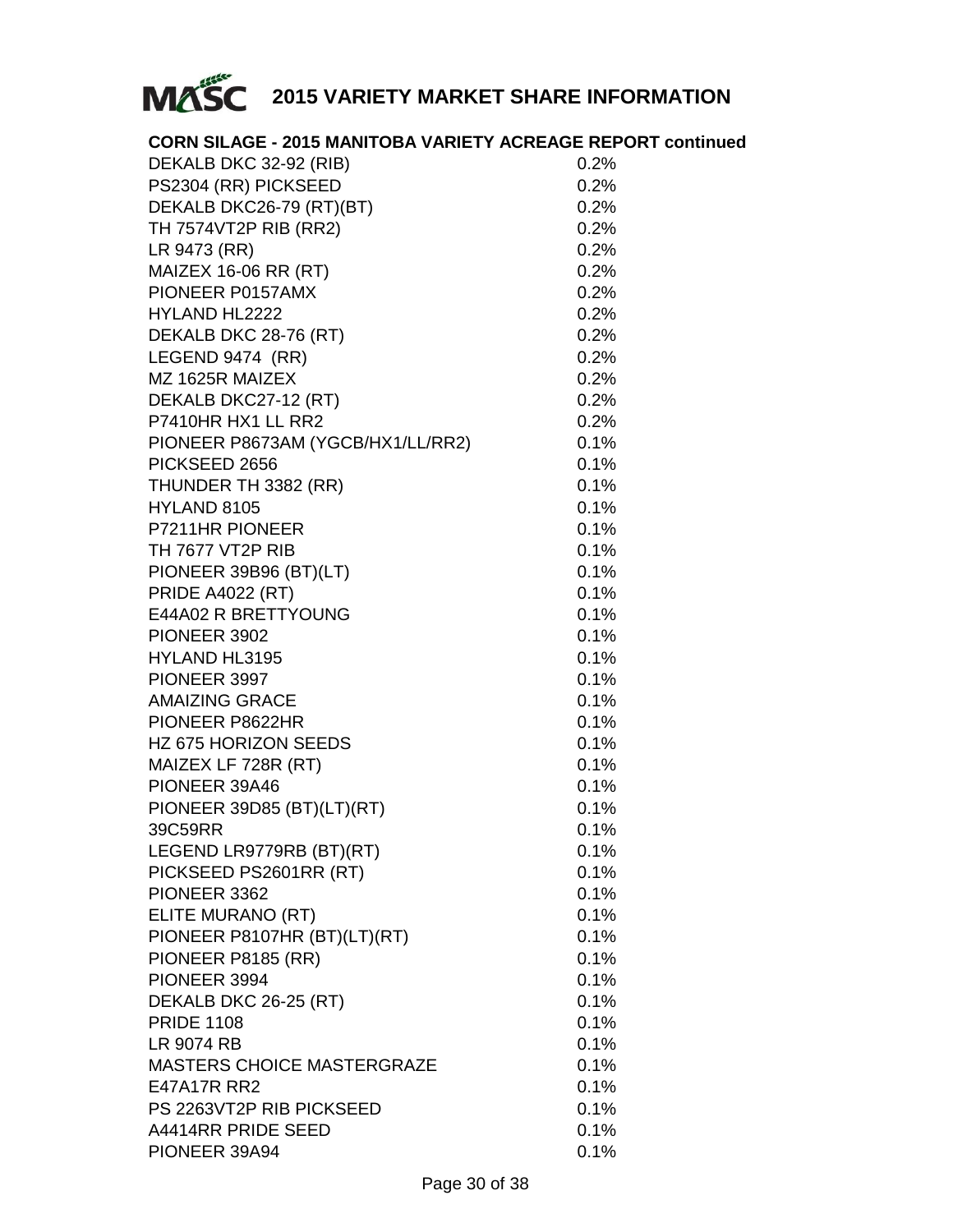# 2015 VARIETY MARKET SHARE INFORMATION

**CORN SILAGE - 2015 MANITOBA VARIETY ACREAGE REPORT continued**

| | |
|---|---|
| DEKALB DKC 32-92 (RIB) | 0.2% |
| PS2304 (RR) PICKSEED | 0.2% |
| DEKALB DKC26-79 (RT)(BT) | 0.2% |
| TH 7574VT2P RIB (RR2) | 0.2% |
| LR 9473 (RR) | 0.2% |
| MAIZEX 16-06 RR (RT) | 0.2% |
| PIONEER P0157AMX | 0.2% |
| HYLAND HL2222 | 0.2% |
| DEKALB DKC 28-76 (RT) | 0.2% |
| LEGEND 9474 (RR) | 0.2% |
| MZ 1625R MAIZEX | 0.2% |
| DEKALB DKC27-12 (RT) | 0.2% |
| P7410HR HX1 LL RR2 | 0.2% |
| PIONEER P8673AM (YGCB/HX1/LL/RR2) | 0.1% |
| PICKSEED 2656 | 0.1% |
| THUNDER TH 3382 (RR) | 0.1% |
| HYLAND 8105 | 0.1% |
| P7211HR PIONEER | 0.1% |
| TH 7677 VT2P RIB | 0.1% |
| PIONEER 39B96 (BT)(LT) | 0.1% |
| PRIDE A4022 (RT) | 0.1% |
| E44A02 R BRETTYOUNG | 0.1% |
| PIONEER 3902 | 0.1% |
| HYLAND HL3195 | 0.1% |
| PIONEER 3997 | 0.1% |
| AMAIZING GRACE | 0.1% |
| PIONEER P8622HR | 0.1% |
| HZ 675 HORIZON SEEDS | 0.1% |
| MAIZEX LF 728R (RT) | 0.1% |
| PIONEER 39A46 | 0.1% |
| PIONEER 39D85 (BT)(LT)(RT) | 0.1% |
| 39C59RR | 0.1% |
| LEGEND LR9779RB (BT)(RT) | 0.1% |
| PICKSEED PS2601RR (RT) | 0.1% |
| PIONEER 3362 | 0.1% |
| ELITE MURANO (RT) | 0.1% |
| PIONEER P8107HR (BT)(LT)(RT) | 0.1% |
| PIONEER P8185 (RR) | 0.1% |
| PIONEER 3994 | 0.1% |
| DEKALB DKC 26-25 (RT) | 0.1% |
| PRIDE 1108 | 0.1% |
| LR 9074 RB | 0.1% |
| MASTERS CHOICE MASTERGRAZE | 0.1% |
| E47A17R RR2 | 0.1% |
| PS 2263VT2P RIB PICKSEED | 0.1% |
| A4414RR PRIDE SEED | 0.1% |
| PIONEER 39A94 | 0.1% |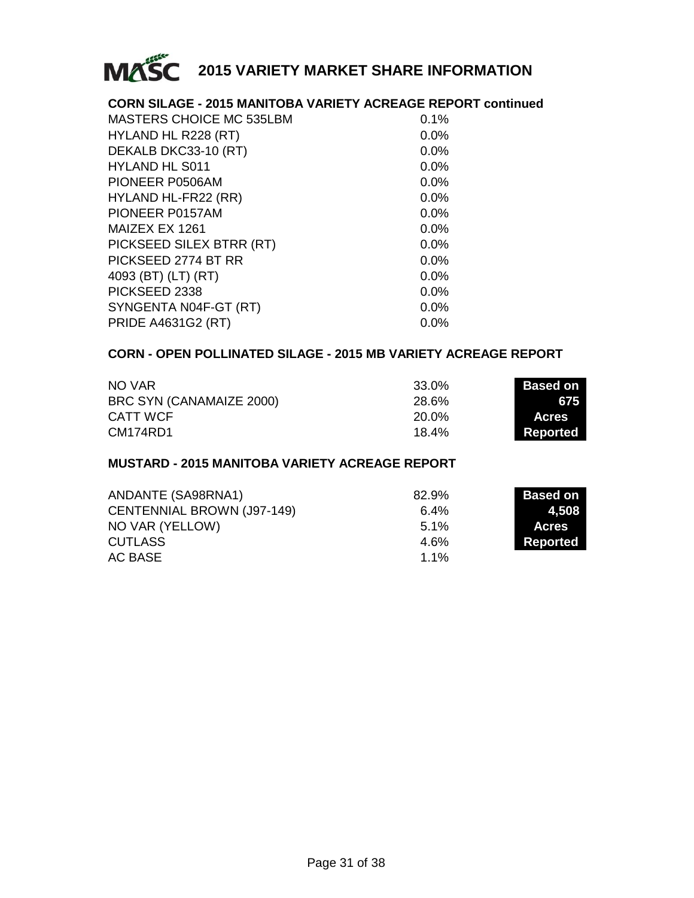# 2015 VARIETY MARKET SHARE INFORMATION

## CORN SILAGE - 2015 MANITOBA VARIETY ACREAGE REPORT continued

| Variety | Share |
|---|---|
| MASTERS CHOICE MC 535LBM | 0.1% |
| HYLAND HL R228 (RT) | 0.0% |
| DEKALB DKC33-10 (RT) | 0.0% |
| HYLAND HL S011 | 0.0% |
| PIONEER P0506AM | 0.0% |
| HYLAND HL-FR22 (RR) | 0.0% |
| PIONEER P0157AM | 0.0% |
| MAIZEX EX 1261 | 0.0% |
| PICKSEED SILEX BTRR (RT) | 0.0% |
| PICKSEED 2774 BT RR | 0.0% |
| 4093 (BT) (LT) (RT) | 0.0% |
| PICKSEED 2338 | 0.0% |
| SYNGENTA N04F-GT (RT) | 0.0% |
| PRIDE A4631G2 (RT) | 0.0% |

## CORN - OPEN POLLINATED SILAGE - 2015 MB VARIETY ACREAGE REPORT

**Based on 675 Acres Reported**

| Variety | Share |
|---|---|
| NO VAR | 33.0% |
| BRC SYN (CANAMAIZE 2000) | 28.6% |
| CATT WCF | 20.0% |
| CM174RD1 | 18.4% |

## MUSTARD - 2015 MANITOBA VARIETY ACREAGE REPORT

**Based on 4,508 Acres Reported**

| Variety | Share |
|---|---|
| ANDANTE (SA98RNA1) | 82.9% |
| CENTENNIAL BROWN (J97-149) | 6.4% |
| NO VAR (YELLOW) | 5.1% |
| CUTLASS | 4.6% |
| AC BASE | 1.1% |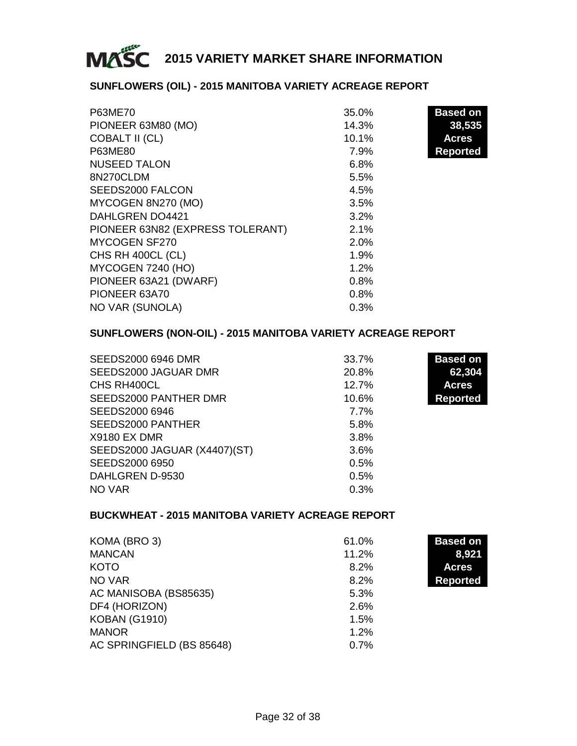# 2015 VARIETY MARKET SHARE INFORMATION

## SUNFLOWERS (OIL) - 2015 MANITOBA VARIETY ACREAGE REPORT

**Based on 38,535 Acres Reported**

| Variety | Share |
|---|---|
| P63ME70 | 35.0% |
| PIONEER 63M80 (MO) | 14.3% |
| COBALT II (CL) | 10.1% |
| P63ME80 | 7.9% |
| NUSEED TALON | 6.8% |
| 8N270CLDM | 5.5% |
| SEEDS2000 FALCON | 4.5% |
| MYCOGEN 8N270 (MO) | 3.5% |
| DAHLGREN DO4421 | 3.2% |
| PIONEER 63N82 (EXPRESS TOLERANT) | 2.1% |
| MYCOGEN SF270 | 2.0% |
| CHS RH 400CL (CL) | 1.9% |
| MYCOGEN 7240 (HO) | 1.2% |
| PIONEER 63A21 (DWARF) | 0.8% |
| PIONEER 63A70 | 0.8% |
| NO VAR (SUNOLA) | 0.3% |

## SUNFLOWERS (NON-OIL) - 2015 MANITOBA VARIETY ACREAGE REPORT

**Based on 62,304 Acres Reported**

| Variety | Share |
|---|---|
| SEEDS2000 6946 DMR | 33.7% |
| SEEDS2000 JAGUAR DMR | 20.8% |
| CHS RH400CL | 12.7% |
| SEEDS2000 PANTHER DMR | 10.6% |
| SEEDS2000 6946 | 7.7% |
| SEEDS2000 PANTHER | 5.8% |
| X9180 EX DMR | 3.8% |
| SEEDS2000 JAGUAR (X4407)(ST) | 3.6% |
| SEEDS2000 6950 | 0.5% |
| DAHLGREN D-9530 | 0.5% |
| NO VAR | 0.3% |

## BUCKWHEAT - 2015 MANITOBA VARIETY ACREAGE REPORT

**Based on 8,921 Acres Reported**

| Variety | Share |
|---|---|
| KOMA (BRO 3) | 61.0% |
| MANCAN | 11.2% |
| KOTO | 8.2% |
| NO VAR | 8.2% |
| AC MANISOBA (BS85635) | 5.3% |
| DF4 (HORIZON) | 2.6% |
| KOBAN (G1910) | 1.5% |
| MANOR | 1.2% |
| AC SPRINGFIELD (BS 85648) | 0.7% |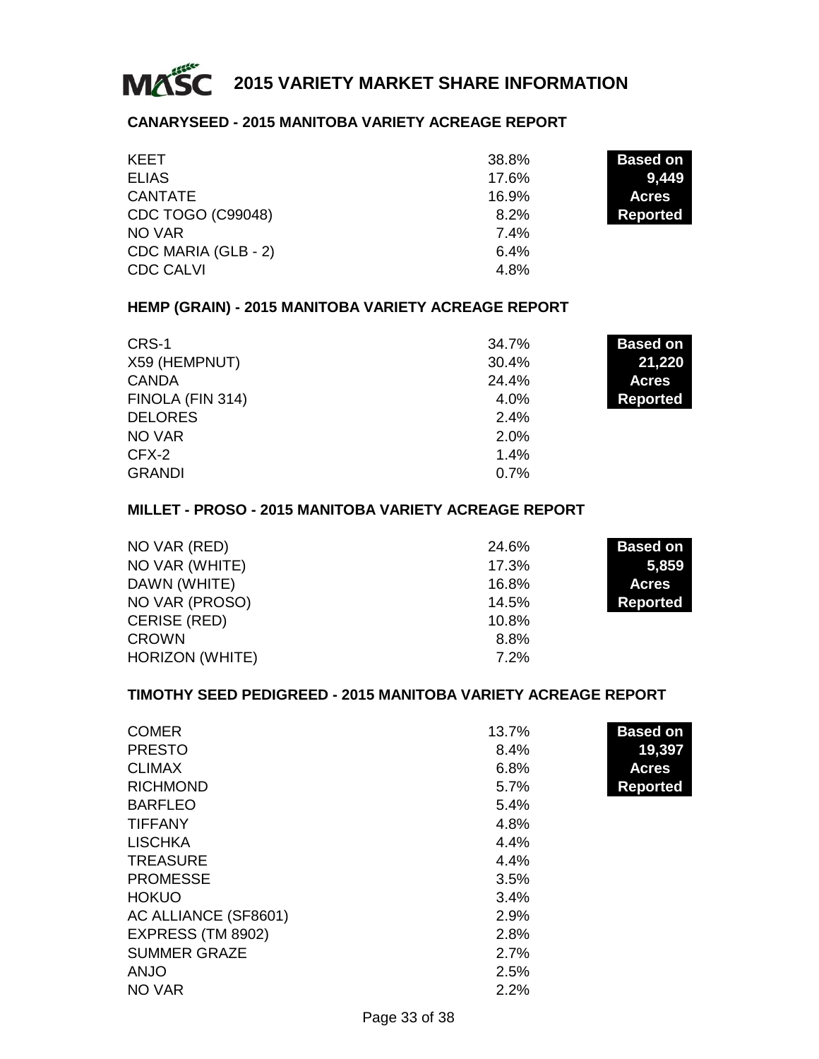# 2015 VARIETY MARKET SHARE INFORMATION

## CANARYSEED - 2015 MANITOBA VARIETY ACREAGE REPORT

**Based on 9,449 Acres Reported**

| Variety | Share |
|---|---|
| KEET | 38.8% |
| ELIAS | 17.6% |
| CANTATE | 16.9% |
| CDC TOGO (C99048) | 8.2% |
| NO VAR | 7.4% |
| CDC MARIA (GLB - 2) | 6.4% |
| CDC CALVI | 4.8% |

## HEMP (GRAIN) - 2015 MANITOBA VARIETY ACREAGE REPORT

**Based on 21,220 Acres Reported**

| Variety | Share |
|---|---|
| CRS-1 | 34.7% |
| X59 (HEMPNUT) | 30.4% |
| CANDA | 24.4% |
| FINOLA (FIN 314) | 4.0% |
| DELORES | 2.4% |
| NO VAR | 2.0% |
| CFX-2 | 1.4% |
| GRANDI | 0.7% |

## MILLET - PROSO - 2015 MANITOBA VARIETY ACREAGE REPORT

**Based on 5,859 Acres Reported**

| Variety | Share |
|---|---|
| NO VAR (RED) | 24.6% |
| NO VAR (WHITE) | 17.3% |
| DAWN (WHITE) | 16.8% |
| NO VAR (PROSO) | 14.5% |
| CERISE (RED) | 10.8% |
| CROWN | 8.8% |
| HORIZON (WHITE) | 7.2% |

## TIMOTHY SEED PEDIGREED - 2015 MANITOBA VARIETY ACREAGE REPORT

**Based on 19,397 Acres Reported**

| Variety | Share |
|---|---|
| COMER | 13.7% |
| PRESTO | 8.4% |
| CLIMAX | 6.8% |
| RICHMOND | 5.7% |
| BARFLEO | 5.4% |
| TIFFANY | 4.8% |
| LISCHKA | 4.4% |
| TREASURE | 4.4% |
| PROMESSE | 3.5% |
| HOKUO | 3.4% |
| AC ALLIANCE (SF8601) | 2.9% |
| EXPRESS (TM 8902) | 2.8% |
| SUMMER GRAZE | 2.7% |
| ANJO | 2.5% |
| NO VAR | 2.2% |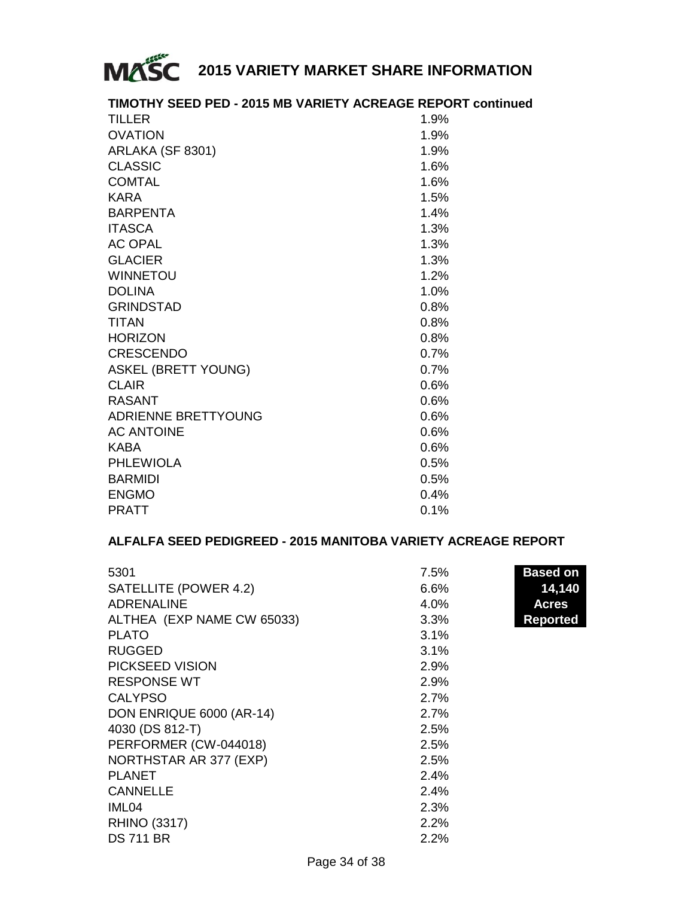# 2015 VARIETY MARKET SHARE INFORMATION

## TIMOTHY SEED PED - 2015 MB VARIETY ACREAGE REPORT continued

| Variety | Share |
|---|---|
| TILLER | 1.9% |
| OVATION | 1.9% |
| ARLAKA (SF 8301) | 1.9% |
| CLASSIC | 1.6% |
| COMTAL | 1.6% |
| KARA | 1.5% |
| BARPENTA | 1.4% |
| ITASCA | 1.3% |
| AC OPAL | 1.3% |
| GLACIER | 1.3% |
| WINNETOU | 1.2% |
| DOLINA | 1.0% |
| GRINDSTAD | 0.8% |
| TITAN | 0.8% |
| HORIZON | 0.8% |
| CRESCENDO | 0.7% |
| ASKEL (BRETT YOUNG) | 0.7% |
| CLAIR | 0.6% |
| RASANT | 0.6% |
| ADRIENNE BRETTYOUNG | 0.6% |
| AC ANTOINE | 0.6% |
| KABA | 0.6% |
| PHLEWIOLA | 0.5% |
| BARMIDI | 0.5% |
| ENGMO | 0.4% |
| PRATT | 0.1% |

## ALFALFA SEED PEDIGREED - 2015 MANITOBA VARIETY ACREAGE REPORT

**Based on 14,140 Acres Reported**

| Variety | Share |
|---|---|
| 5301 | 7.5% |
| SATELLITE (POWER 4.2) | 6.6% |
| ADRENALINE | 4.0% |
| ALTHEA (EXP NAME CW 65033) | 3.3% |
| PLATO | 3.1% |
| RUGGED | 3.1% |
| PICKSEED VISION | 2.9% |
| RESPONSE WT | 2.9% |
| CALYPSO | 2.7% |
| DON ENRIQUE 6000 (AR-14) | 2.7% |
| 4030 (DS 812-T) | 2.5% |
| PERFORMER (CW-044018) | 2.5% |
| NORTHSTAR AR 377 (EXP) | 2.5% |
| PLANET | 2.4% |
| CANNELLE | 2.4% |
| IML04 | 2.3% |
| RHINO (3317) | 2.2% |
| DS 711 BR | 2.2% |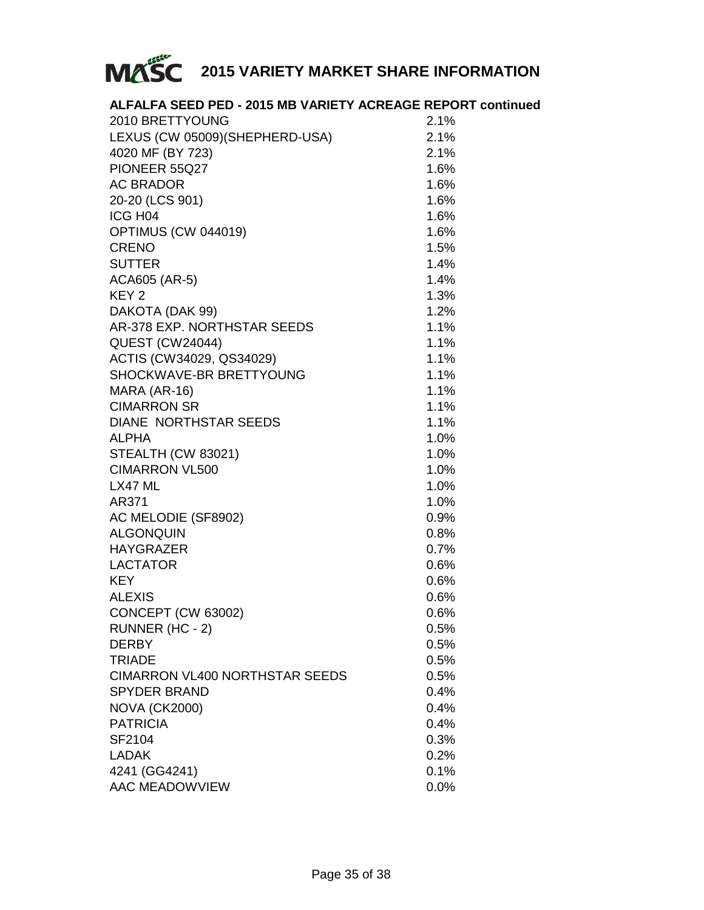# 2015 VARIETY MARKET SHARE INFORMATION

## ALFALFA SEED PED - 2015 MB VARIETY ACREAGE REPORT continued

| Variety | Share |
|---|---|
| 2010 BRETTYOUNG | 2.1% |
| LEXUS (CW 05009)(SHEPHERD-USA) | 2.1% |
| 4020 MF (BY 723) | 2.1% |
| PIONEER 55Q27 | 1.6% |
| AC BRADOR | 1.6% |
| 20-20 (LCS 901) | 1.6% |
| ICG H04 | 1.6% |
| OPTIMUS (CW 044019) | 1.6% |
| CRENO | 1.5% |
| SUTTER | 1.4% |
| ACA605 (AR-5) | 1.4% |
| KEY 2 | 1.3% |
| DAKOTA (DAK 99) | 1.2% |
| AR-378 EXP. NORTHSTAR SEEDS | 1.1% |
| QUEST (CW24044) | 1.1% |
| ACTIS (CW34029, QS34029) | 1.1% |
| SHOCKWAVE-BR BRETTYOUNG | 1.1% |
| MARA (AR-16) | 1.1% |
| CIMARRON SR | 1.1% |
| DIANE NORTHSTAR SEEDS | 1.1% |
| ALPHA | 1.0% |
| STEALTH (CW 83021) | 1.0% |
| CIMARRON VL500 | 1.0% |
| LX47 ML | 1.0% |
| AR371 | 1.0% |
| AC MELODIE (SF8902) | 0.9% |
| ALGONQUIN | 0.8% |
| HAYGRAZER | 0.7% |
| LACTATOR | 0.6% |
| KEY | 0.6% |
| ALEXIS | 0.6% |
| CONCEPT (CW 63002) | 0.6% |
| RUNNER (HC - 2) | 0.5% |
| DERBY | 0.5% |
| TRIADE | 0.5% |
| CIMARRON VL400 NORTHSTAR SEEDS | 0.5% |
| SPYDER BRAND | 0.4% |
| NOVA (CK2000) | 0.4% |
| PATRICIA | 0.4% |
| SF2104 | 0.3% |
| LADAK | 0.2% |
| 4241 (GG4241) | 0.1% |
| AAC MEADOWVIEW | 0.0% |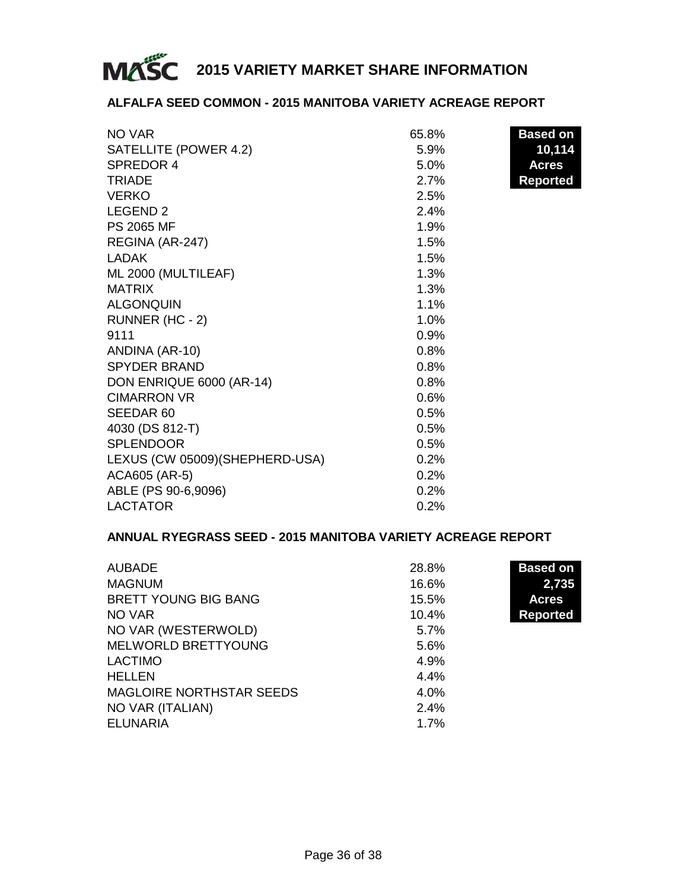# 2015 VARIETY MARKET SHARE INFORMATION

## ALFALFA SEED COMMON - 2015 MANITOBA VARIETY ACREAGE REPORT

**Based on 10,114 Acres Reported**

| Variety | Share |
|---|---|
| NO VAR | 65.8% |
| SATELLITE (POWER 4.2) | 5.9% |
| SPREDOR 4 | 5.0% |
| TRIADE | 2.7% |
| VERKO | 2.5% |
| LEGEND 2 | 2.4% |
| PS 2065 MF | 1.9% |
| REGINA (AR-247) | 1.5% |
| LADAK | 1.5% |
| ML 2000 (MULTILEAF) | 1.3% |
| MATRIX | 1.3% |
| ALGONQUIN | 1.1% |
| RUNNER (HC - 2) | 1.0% |
| 9111 | 0.9% |
| ANDINA (AR-10) | 0.8% |
| SPYDER BRAND | 0.8% |
| DON ENRIQUE 6000 (AR-14) | 0.8% |
| CIMARRON VR | 0.6% |
| SEEDAR 60 | 0.5% |
| 4030 (DS 812-T) | 0.5% |
| SPLENDOOR | 0.5% |
| LEXUS (CW 05009)(SHEPHERD-USA) | 0.2% |
| ACA605 (AR-5) | 0.2% |
| ABLE (PS 90-6,9096) | 0.2% |
| LACTATOR | 0.2% |

## ANNUAL RYEGRASS SEED - 2015 MANITOBA VARIETY ACREAGE REPORT

**Based on 2,735 Acres Reported**

| Variety | Share |
|---|---|
| AUBADE | 28.8% |
| MAGNUM | 16.6% |
| BRETT YOUNG BIG BANG | 15.5% |
| NO VAR | 10.4% |
| NO VAR (WESTERWOLD) | 5.7% |
| MELWORLD BRETTYOUNG | 5.6% |
| LACTIMO | 4.9% |
| HELLEN | 4.4% |
| MAGLOIRE NORTHSTAR SEEDS | 4.0% |
| NO VAR (ITALIAN) | 2.4% |
| ELUNARIA | 1.7% |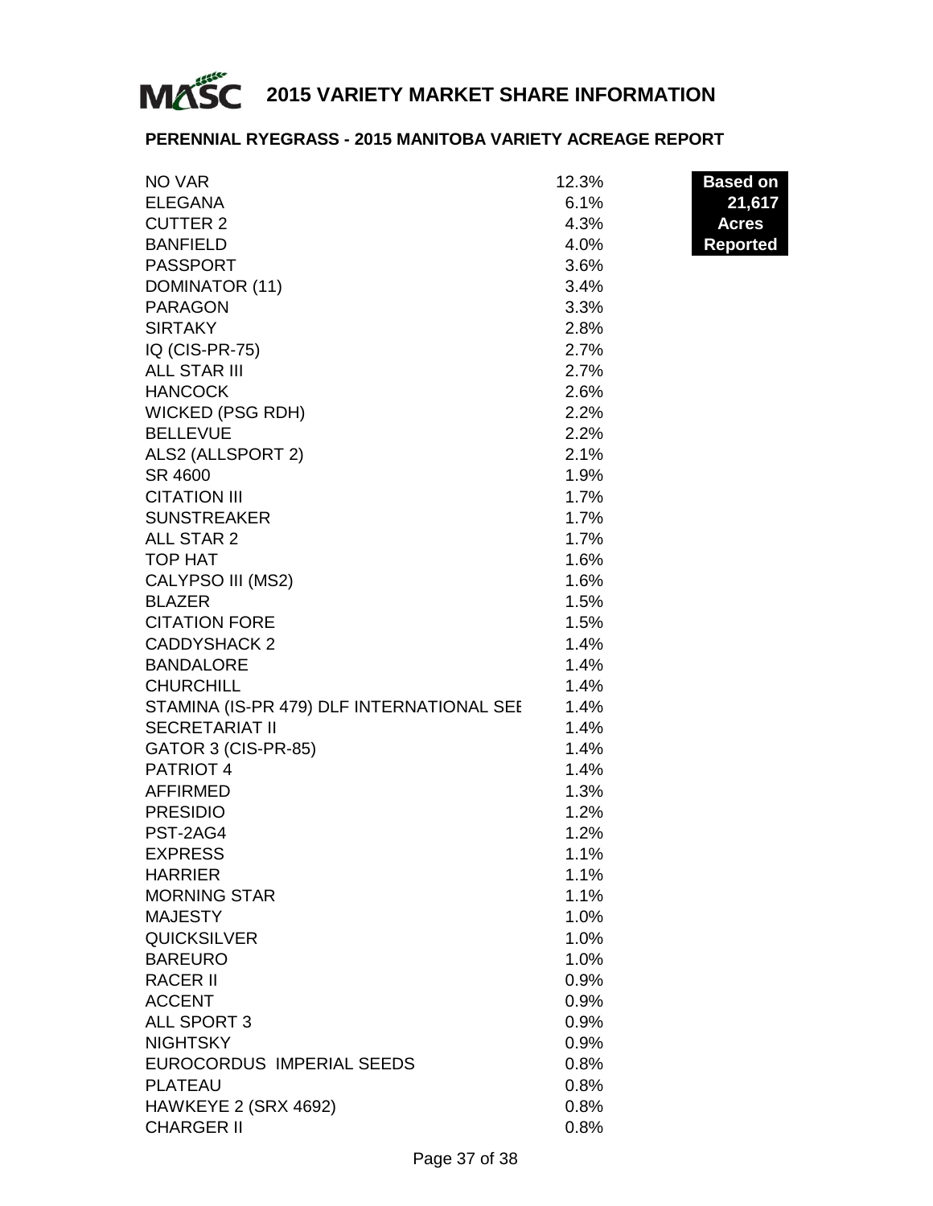# 2015 VARIETY MARKET SHARE INFORMATION

## PERENNIAL RYEGRASS - 2015 MANITOBA VARIETY ACREAGE REPORT

**Based on 21,617 Acres Reported**

| Variety | Share |
|---|---|
| NO VAR | 12.3% |
| ELEGANA | 6.1% |
| CUTTER 2 | 4.3% |
| BANFIELD | 4.0% |
| PASSPORT | 3.6% |
| DOMINATOR (11) | 3.4% |
| PARAGON | 3.3% |
| SIRTAKY | 2.8% |
| IQ (CIS-PR-75) | 2.7% |
| ALL STAR III | 2.7% |
| HANCOCK | 2.6% |
| WICKED (PSG RDH) | 2.2% |
| BELLEVUE | 2.2% |
| ALS2 (ALLSPORT 2) | 2.1% |
| SR 4600 | 1.9% |
| CITATION III | 1.7% |
| SUNSTREAKER | 1.7% |
| ALL STAR 2 | 1.7% |
| TOP HAT | 1.6% |
| CALYPSO III (MS2) | 1.6% |
| BLAZER | 1.5% |
| CITATION FORE | 1.5% |
| CADDYSHACK 2 | 1.4% |
| BANDALORE | 1.4% |
| CHURCHILL | 1.4% |
| STAMINA (IS-PR 479) DLF INTERNATIONAL SEE | 1.4% |
| SECRETARIAT II | 1.4% |
| GATOR 3 (CIS-PR-85) | 1.4% |
| PATRIOT 4 | 1.4% |
| AFFIRMED | 1.3% |
| PRESIDIO | 1.2% |
| PST-2AG4 | 1.2% |
| EXPRESS | 1.1% |
| HARRIER | 1.1% |
| MORNING STAR | 1.1% |
| MAJESTY | 1.0% |
| QUICKSILVER | 1.0% |
| BAREURO | 1.0% |
| RACER II | 0.9% |
| ACCENT | 0.9% |
| ALL SPORT 3 | 0.9% |
| NIGHTSKY | 0.9% |
| EUROCORDUS IMPERIAL SEEDS | 0.8% |
| PLATEAU | 0.8% |
| HAWKEYE 2 (SRX 4692) | 0.8% |
| CHARGER II | 0.8% |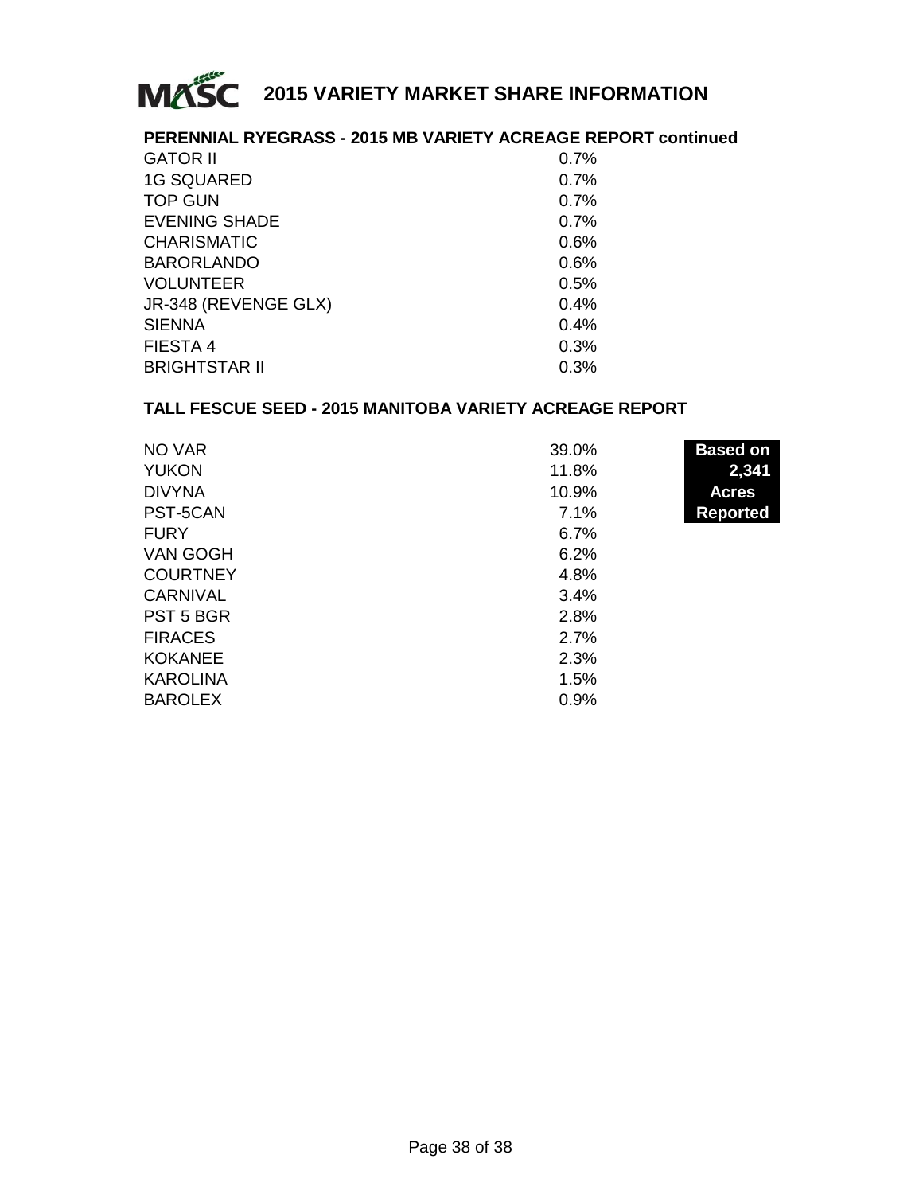# 2015 VARIETY MARKET SHARE INFORMATION

### PERENNIAL RYEGRASS - 2015 MB VARIETY ACREAGE REPORT continued

| | |
|---|---|
| GATOR II | 0.7% |
| 1G SQUARED | 0.7% |
| TOP GUN | 0.7% |
| EVENING SHADE | 0.7% |
| CHARISMATIC | 0.6% |
| BARORLANDO | 0.6% |
| VOLUNTEER | 0.5% |
| JR-348 (REVENGE GLX) | 0.4% |
| SIENNA | 0.4% |
| FIESTA 4 | 0.3% |
| BRIGHTSTAR II | 0.3% |

### TALL FESCUE SEED - 2015 MANITOBA VARIETY ACREAGE REPORT

**Based on 2,341 Acres Reported**

| | |
|---|---|
| NO VAR | 39.0% |
| YUKON | 11.8% |
| DIVYNA | 10.9% |
| PST-5CAN | 7.1% |
| FURY | 6.7% |
| VAN GOGH | 6.2% |
| COURTNEY | 4.8% |
| CARNIVAL | 3.4% |
| PST 5 BGR | 2.8% |
| FIRACES | 2.7% |
| KOKANEE | 2.3% |
| KAROLINA | 1.5% |
| BAROLEX | 0.9% |